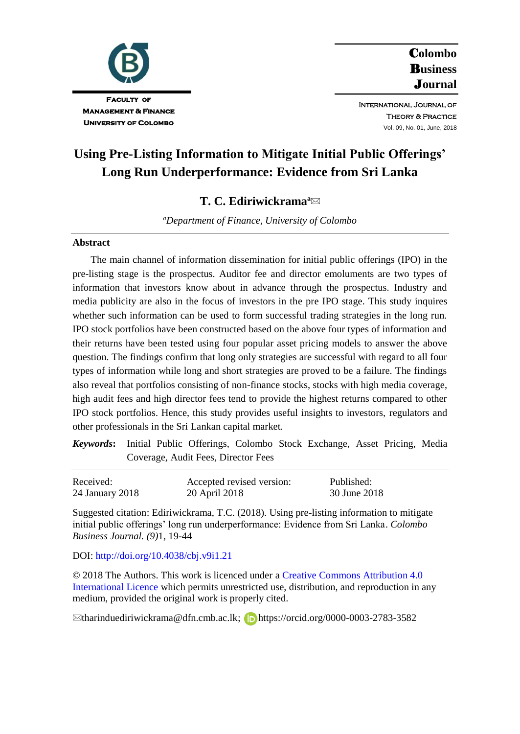**Faculty of Management & Finance**
**University of Colombo**

**Colombo Business Journal**

International Journal of Theory & Practice

Vol. 09, No. 01, June, 2018

# Using Pre-Listing Information to Mitigate Initial Public Offerings' Long Run Underperformance: Evidence from Sri Lanka

**T. C. Ediriwickrama**[a]✉

[a]*Department of Finance, University of Colombo*

## Abstract

The main channel of information dissemination for initial public offerings (IPO) in the pre-listing stage is the prospectus. Auditor fee and director emoluments are two types of information that investors know about in advance through the prospectus. Industry and media publicity are also in the focus of investors in the pre IPO stage. This study inquires whether such information can be used to form successful trading strategies in the long run. IPO stock portfolios have been constructed based on the above four types of information and their returns have been tested using four popular asset pricing models to answer the above question. The findings confirm that long only strategies are successful with regard to all four types of information while long and short strategies are proved to be a failure. The findings also reveal that portfolios consisting of non-finance stocks, stocks with high media coverage, high audit fees and high director fees tend to provide the highest returns compared to other IPO stock portfolios. Hence, this study provides useful insights to investors, regulators and other professionals in the Sri Lankan capital market.

***Keywords*:** Initial Public Offerings, Colombo Stock Exchange, Asset Pricing, Media Coverage, Audit Fees, Director Fees

| Received: | Accepted revised version: | Published: |
|---|---|---|
| 24 January 2018 | 20 April 2018 | 30 June 2018 |

Suggested citation: Ediriwickrama, T.C. (2018). Using pre-listing information to mitigate initial public offerings' long run underperformance: Evidence from Sri Lanka. *Colombo Business Journal. (9)*1, 19-44

DOI: http://doi.org/10.4038/cbj.v9i1.21

© 2018 The Authors. This work is licenced under a Creative Commons Attribution 4.0 International Licence which permits unrestricted use, distribution, and reproduction in any medium, provided the original work is properly cited.

✉tharinduediriwickrama@dfn.cmb.ac.lk; https://orcid.org/0000-0003-2783-3582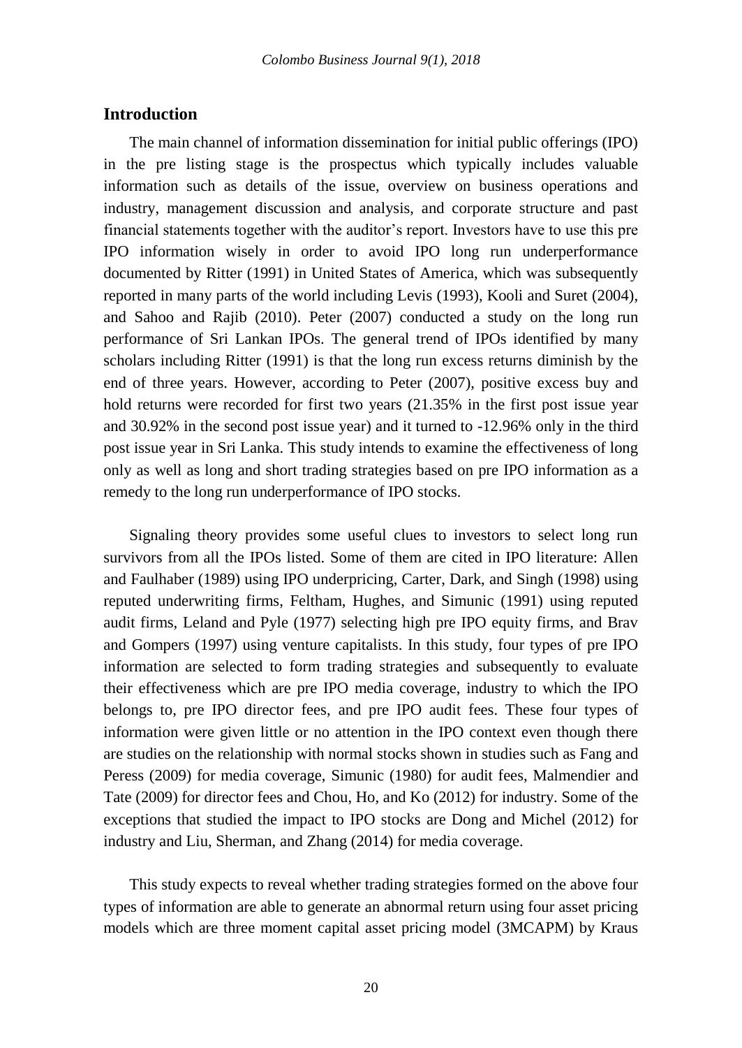## Introduction

The main channel of information dissemination for initial public offerings (IPO) in the pre listing stage is the prospectus which typically includes valuable information such as details of the issue, overview on business operations and industry, management discussion and analysis, and corporate structure and past financial statements together with the auditor's report. Investors have to use this pre IPO information wisely in order to avoid IPO long run underperformance documented by Ritter (1991) in United States of America, which was subsequently reported in many parts of the world including Levis (1993), Kooli and Suret (2004), and Sahoo and Rajib (2010). Peter (2007) conducted a study on the long run performance of Sri Lankan IPOs. The general trend of IPOs identified by many scholars including Ritter (1991) is that the long run excess returns diminish by the end of three years. However, according to Peter (2007), positive excess buy and hold returns were recorded for first two years (21.35% in the first post issue year and 30.92% in the second post issue year) and it turned to -12.96% only in the third post issue year in Sri Lanka. This study intends to examine the effectiveness of long only as well as long and short trading strategies based on pre IPO information as a remedy to the long run underperformance of IPO stocks.

Signaling theory provides some useful clues to investors to select long run survivors from all the IPOs listed. Some of them are cited in IPO literature: Allen and Faulhaber (1989) using IPO underpricing, Carter, Dark, and Singh (1998) using reputed underwriting firms, Feltham, Hughes, and Simunic (1991) using reputed audit firms, Leland and Pyle (1977) selecting high pre IPO equity firms, and Brav and Gompers (1997) using venture capitalists. In this study, four types of pre IPO information are selected to form trading strategies and subsequently to evaluate their effectiveness which are pre IPO media coverage, industry to which the IPO belongs to, pre IPO director fees, and pre IPO audit fees. These four types of information were given little or no attention in the IPO context even though there are studies on the relationship with normal stocks shown in studies such as Fang and Peress (2009) for media coverage, Simunic (1980) for audit fees, Malmendier and Tate (2009) for director fees and Chou, Ho, and Ko (2012) for industry. Some of the exceptions that studied the impact to IPO stocks are Dong and Michel (2012) for industry and Liu, Sherman, and Zhang (2014) for media coverage.

This study expects to reveal whether trading strategies formed on the above four types of information are able to generate an abnormal return using four asset pricing models which are three moment capital asset pricing model (3MCAPM) by Kraus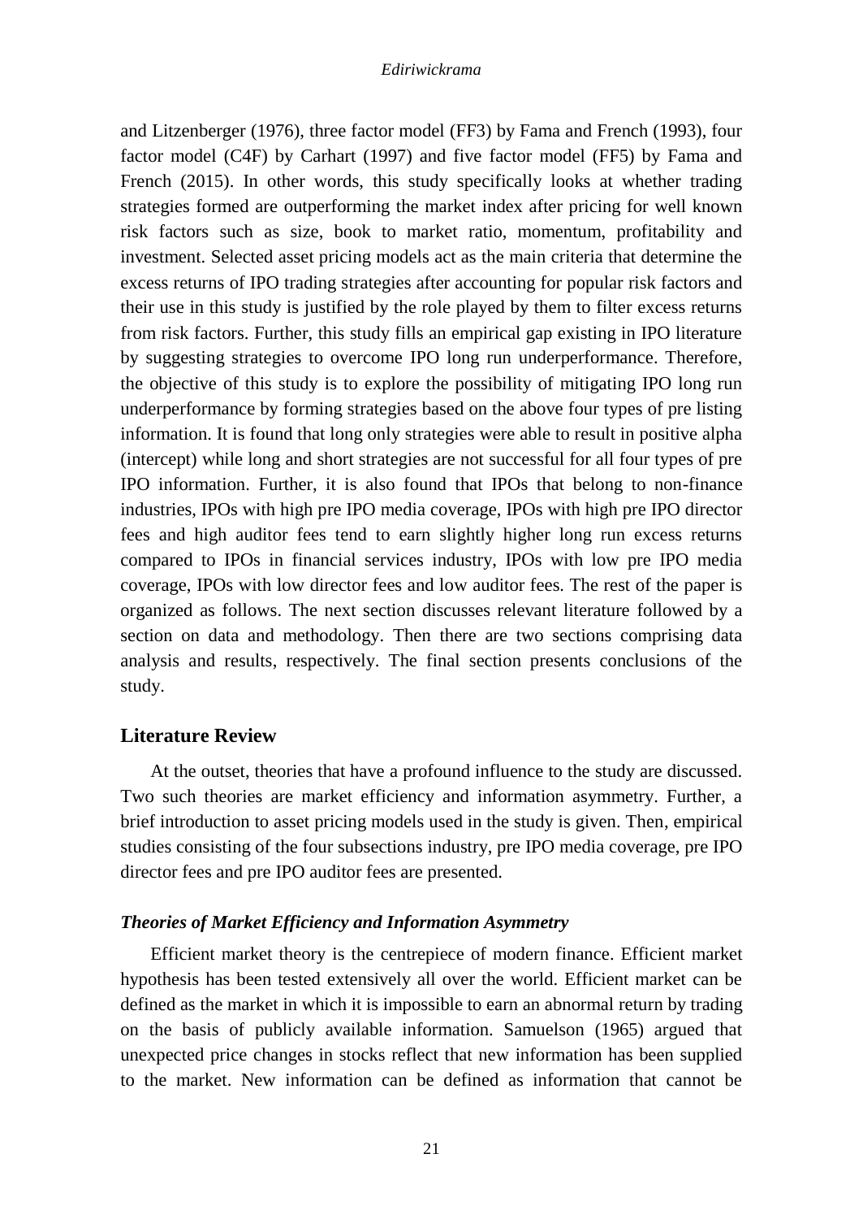and Litzenberger (1976), three factor model (FF3) by Fama and French (1993), four factor model (C4F) by Carhart (1997) and five factor model (FF5) by Fama and French (2015). In other words, this study specifically looks at whether trading strategies formed are outperforming the market index after pricing for well known risk factors such as size, book to market ratio, momentum, profitability and investment. Selected asset pricing models act as the main criteria that determine the excess returns of IPO trading strategies after accounting for popular risk factors and their use in this study is justified by the role played by them to filter excess returns from risk factors. Further, this study fills an empirical gap existing in IPO literature by suggesting strategies to overcome IPO long run underperformance. Therefore, the objective of this study is to explore the possibility of mitigating IPO long run underperformance by forming strategies based on the above four types of pre listing information. It is found that long only strategies were able to result in positive alpha (intercept) while long and short strategies are not successful for all four types of pre IPO information. Further, it is also found that IPOs that belong to non-finance industries, IPOs with high pre IPO media coverage, IPOs with high pre IPO director fees and high auditor fees tend to earn slightly higher long run excess returns compared to IPOs in financial services industry, IPOs with low pre IPO media coverage, IPOs with low director fees and low auditor fees. The rest of the paper is organized as follows. The next section discusses relevant literature followed by a section on data and methodology. Then there are two sections comprising data analysis and results, respectively. The final section presents conclusions of the study.

## Literature Review

At the outset, theories that have a profound influence to the study are discussed. Two such theories are market efficiency and information asymmetry. Further, a brief introduction to asset pricing models used in the study is given. Then, empirical studies consisting of the four subsections industry, pre IPO media coverage, pre IPO director fees and pre IPO auditor fees are presented.

### *Theories of Market Efficiency and Information Asymmetry*

Efficient market theory is the centrepiece of modern finance. Efficient market hypothesis has been tested extensively all over the world. Efficient market can be defined as the market in which it is impossible to earn an abnormal return by trading on the basis of publicly available information. Samuelson (1965) argued that unexpected price changes in stocks reflect that new information has been supplied to the market. New information can be defined as information that cannot be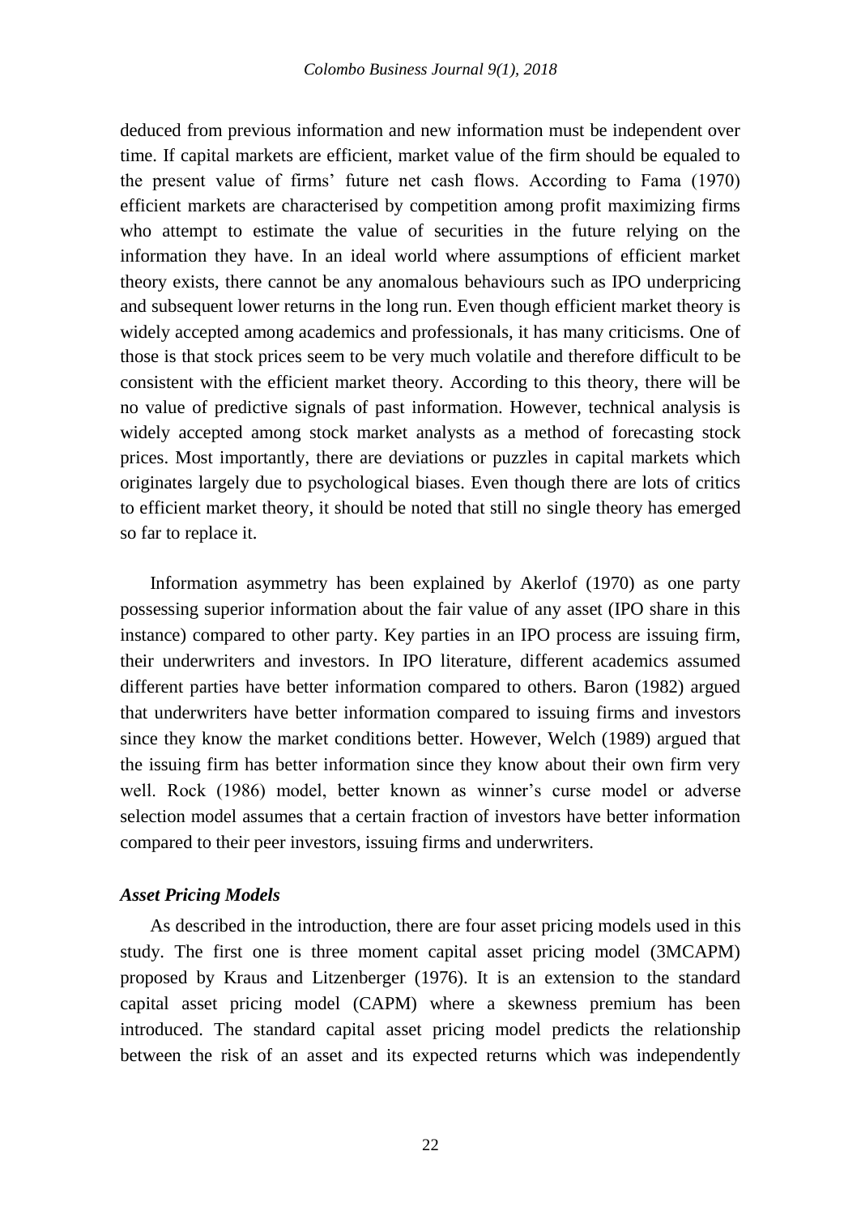deduced from previous information and new information must be independent over time. If capital markets are efficient, market value of the firm should be equaled to the present value of firms' future net cash flows. According to Fama (1970) efficient markets are characterised by competition among profit maximizing firms who attempt to estimate the value of securities in the future relying on the information they have. In an ideal world where assumptions of efficient market theory exists, there cannot be any anomalous behaviours such as IPO underpricing and subsequent lower returns in the long run. Even though efficient market theory is widely accepted among academics and professionals, it has many criticisms. One of those is that stock prices seem to be very much volatile and therefore difficult to be consistent with the efficient market theory. According to this theory, there will be no value of predictive signals of past information. However, technical analysis is widely accepted among stock market analysts as a method of forecasting stock prices. Most importantly, there are deviations or puzzles in capital markets which originates largely due to psychological biases. Even though there are lots of critics to efficient market theory, it should be noted that still no single theory has emerged so far to replace it.

Information asymmetry has been explained by Akerlof (1970) as one party possessing superior information about the fair value of any asset (IPO share in this instance) compared to other party. Key parties in an IPO process are issuing firm, their underwriters and investors. In IPO literature, different academics assumed different parties have better information compared to others. Baron (1982) argued that underwriters have better information compared to issuing firms and investors since they know the market conditions better. However, Welch (1989) argued that the issuing firm has better information since they know about their own firm very well. Rock (1986) model, better known as winner's curse model or adverse selection model assumes that a certain fraction of investors have better information compared to their peer investors, issuing firms and underwriters.

### *Asset Pricing Models*

As described in the introduction, there are four asset pricing models used in this study. The first one is three moment capital asset pricing model (3MCAPM) proposed by Kraus and Litzenberger (1976). It is an extension to the standard capital asset pricing model (CAPM) where a skewness premium has been introduced. The standard capital asset pricing model predicts the relationship between the risk of an asset and its expected returns which was independently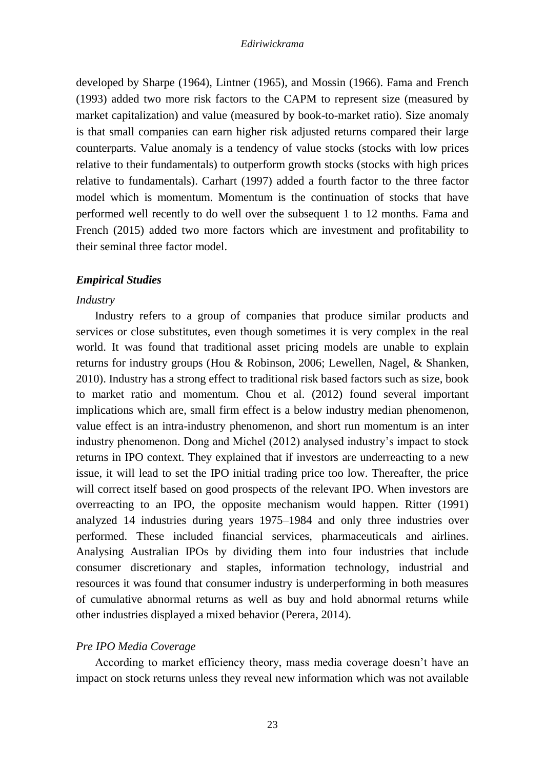developed by Sharpe (1964), Lintner (1965), and Mossin (1966). Fama and French (1993) added two more risk factors to the CAPM to represent size (measured by market capitalization) and value (measured by book-to-market ratio). Size anomaly is that small companies can earn higher risk adjusted returns compared their large counterparts. Value anomaly is a tendency of value stocks (stocks with low prices relative to their fundamentals) to outperform growth stocks (stocks with high prices relative to fundamentals). Carhart (1997) added a fourth factor to the three factor model which is momentum. Momentum is the continuation of stocks that have performed well recently to do well over the subsequent 1 to 12 months. Fama and French (2015) added two more factors which are investment and profitability to their seminal three factor model.

### *Empirical Studies*

#### *Industry*

Industry refers to a group of companies that produce similar products and services or close substitutes, even though sometimes it is very complex in the real world. It was found that traditional asset pricing models are unable to explain returns for industry groups (Hou & Robinson, 2006; Lewellen, Nagel, & Shanken, 2010). Industry has a strong effect to traditional risk based factors such as size, book to market ratio and momentum. Chou et al. (2012) found several important implications which are, small firm effect is a below industry median phenomenon, value effect is an intra-industry phenomenon, and short run momentum is an inter industry phenomenon. Dong and Michel (2012) analysed industry's impact to stock returns in IPO context. They explained that if investors are underreacting to a new issue, it will lead to set the IPO initial trading price too low. Thereafter, the price will correct itself based on good prospects of the relevant IPO. When investors are overreacting to an IPO, the opposite mechanism would happen. Ritter (1991) analyzed 14 industries during years 1975–1984 and only three industries over performed. These included financial services, pharmaceuticals and airlines. Analysing Australian IPOs by dividing them into four industries that include consumer discretionary and staples, information technology, industrial and resources it was found that consumer industry is underperforming in both measures of cumulative abnormal returns as well as buy and hold abnormal returns while other industries displayed a mixed behavior (Perera, 2014).

#### *Pre IPO Media Coverage*

According to market efficiency theory, mass media coverage doesn't have an impact on stock returns unless they reveal new information which was not available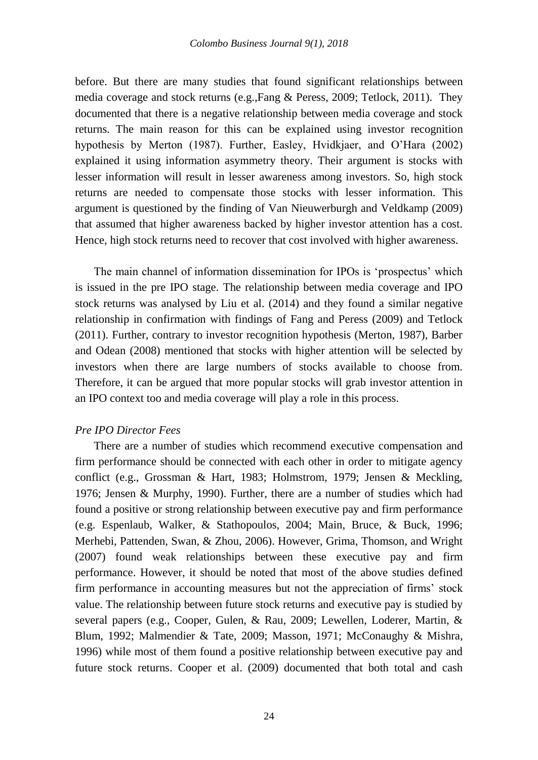before. But there are many studies that found significant relationships between media coverage and stock returns (e.g.,Fang & Peress, 2009; Tetlock, 2011). They documented that there is a negative relationship between media coverage and stock returns. The main reason for this can be explained using investor recognition hypothesis by Merton (1987). Further, Easley, Hvidkjaer, and O'Hara (2002) explained it using information asymmetry theory. Their argument is stocks with lesser information will result in lesser awareness among investors. So, high stock returns are needed to compensate those stocks with lesser information. This argument is questioned by the finding of Van Nieuwerburgh and Veldkamp (2009) that assumed that higher awareness backed by higher investor attention has a cost. Hence, high stock returns need to recover that cost involved with higher awareness.

The main channel of information dissemination for IPOs is 'prospectus' which is issued in the pre IPO stage. The relationship between media coverage and IPO stock returns was analysed by Liu et al. (2014) and they found a similar negative relationship in confirmation with findings of Fang and Peress (2009) and Tetlock (2011). Further, contrary to investor recognition hypothesis (Merton, 1987), Barber and Odean (2008) mentioned that stocks with higher attention will be selected by investors when there are large numbers of stocks available to choose from. Therefore, it can be argued that more popular stocks will grab investor attention in an IPO context too and media coverage will play a role in this process.

*Pre IPO Director Fees*

There are a number of studies which recommend executive compensation and firm performance should be connected with each other in order to mitigate agency conflict (e.g., Grossman & Hart, 1983; Holmstrom, 1979; Jensen & Meckling, 1976; Jensen & Murphy, 1990). Further, there are a number of studies which had found a positive or strong relationship between executive pay and firm performance (e.g. Espenlaub, Walker, & Stathopoulos, 2004; Main, Bruce, & Buck, 1996; Merhebi, Pattenden, Swan, & Zhou, 2006). However, Grima, Thomson, and Wright (2007) found weak relationships between these executive pay and firm performance. However, it should be noted that most of the above studies defined firm performance in accounting measures but not the appreciation of firms' stock value. The relationship between future stock returns and executive pay is studied by several papers (e.g., Cooper, Gulen, & Rau, 2009; Lewellen, Loderer, Martin, & Blum, 1992; Malmendier & Tate, 2009; Masson, 1971; McConaughy & Mishra, 1996) while most of them found a positive relationship between executive pay and future stock returns. Cooper et al. (2009) documented that both total and cash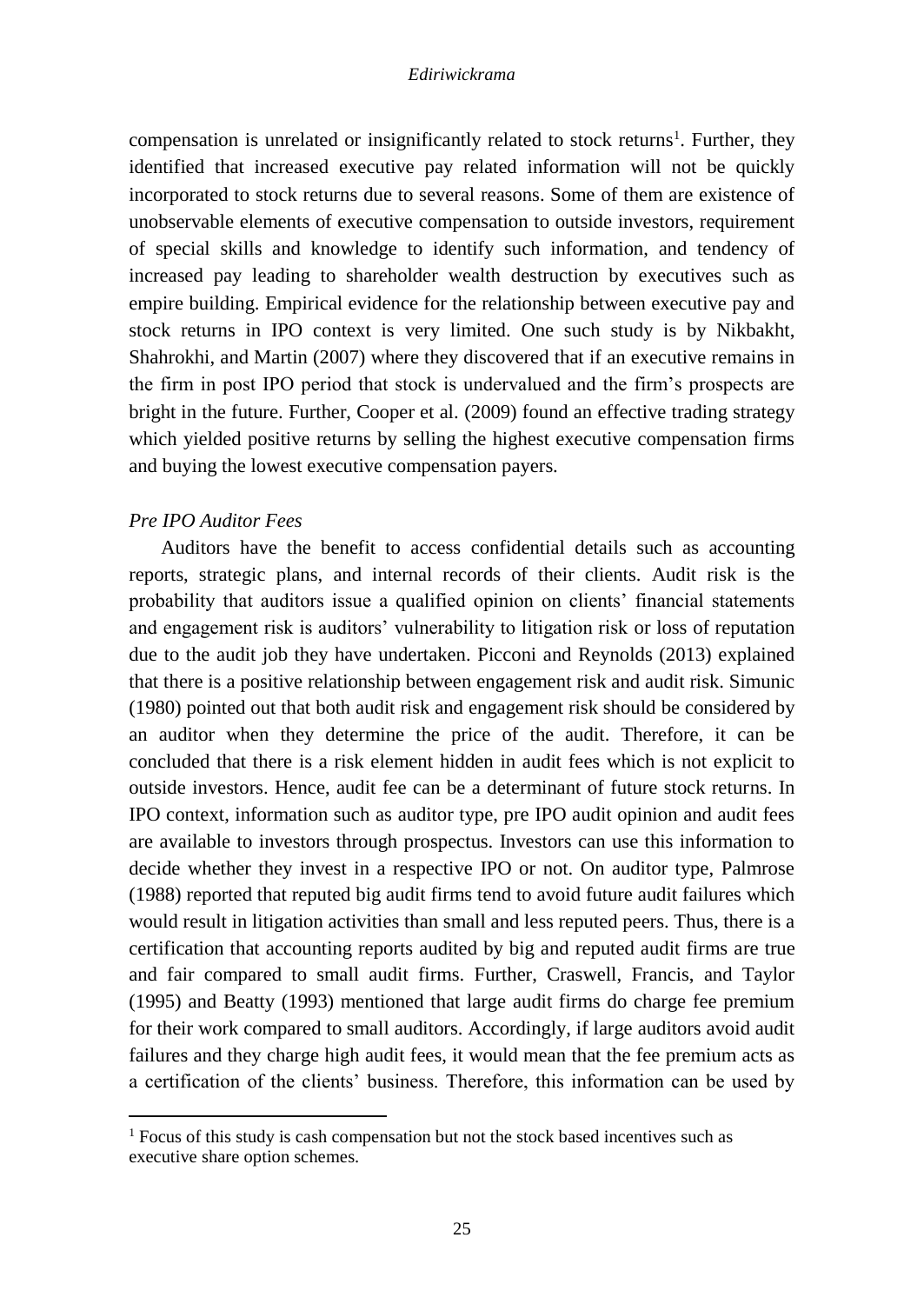compensation is unrelated or insignificantly related to stock returns[1]. Further, they identified that increased executive pay related information will not be quickly incorporated to stock returns due to several reasons. Some of them are existence of unobservable elements of executive compensation to outside investors, requirement of special skills and knowledge to identify such information, and tendency of increased pay leading to shareholder wealth destruction by executives such as empire building. Empirical evidence for the relationship between executive pay and stock returns in IPO context is very limited. One such study is by Nikbakht, Shahrokhi, and Martin (2007) where they discovered that if an executive remains in the firm in post IPO period that stock is undervalued and the firm's prospects are bright in the future. Further, Cooper et al. (2009) found an effective trading strategy which yielded positive returns by selling the highest executive compensation firms and buying the lowest executive compensation payers.

*Pre IPO Auditor Fees*

Auditors have the benefit to access confidential details such as accounting reports, strategic plans, and internal records of their clients. Audit risk is the probability that auditors issue a qualified opinion on clients' financial statements and engagement risk is auditors' vulnerability to litigation risk or loss of reputation due to the audit job they have undertaken. Picconi and Reynolds (2013) explained that there is a positive relationship between engagement risk and audit risk. Simunic (1980) pointed out that both audit risk and engagement risk should be considered by an auditor when they determine the price of the audit. Therefore, it can be concluded that there is a risk element hidden in audit fees which is not explicit to outside investors. Hence, audit fee can be a determinant of future stock returns. In IPO context, information such as auditor type, pre IPO audit opinion and audit fees are available to investors through prospectus. Investors can use this information to decide whether they invest in a respective IPO or not. On auditor type, Palmrose (1988) reported that reputed big audit firms tend to avoid future audit failures which would result in litigation activities than small and less reputed peers. Thus, there is a certification that accounting reports audited by big and reputed audit firms are true and fair compared to small audit firms. Further, Craswell, Francis, and Taylor (1995) and Beatty (1993) mentioned that large audit firms do charge fee premium for their work compared to small auditors. Accordingly, if large auditors avoid audit failures and they charge high audit fees, it would mean that the fee premium acts as a certification of the clients' business. Therefore, this information can be used by

[1] Focus of this study is cash compensation but not the stock based incentives such as executive share option schemes.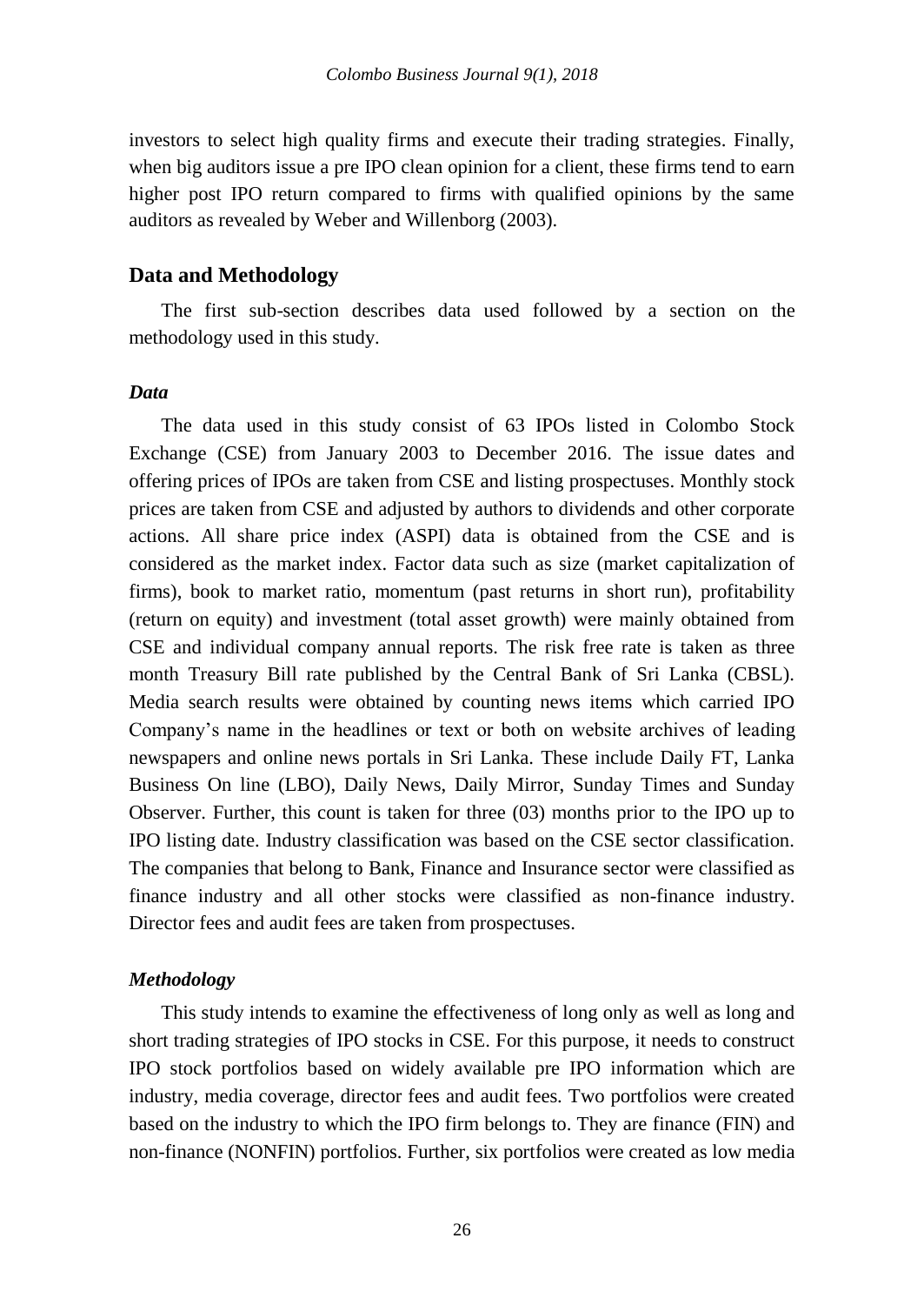investors to select high quality firms and execute their trading strategies. Finally, when big auditors issue a pre IPO clean opinion for a client, these firms tend to earn higher post IPO return compared to firms with qualified opinions by the same auditors as revealed by Weber and Willenborg (2003).

## Data and Methodology

The first sub-section describes data used followed by a section on the methodology used in this study.

### *Data*

The data used in this study consist of 63 IPOs listed in Colombo Stock Exchange (CSE) from January 2003 to December 2016. The issue dates and offering prices of IPOs are taken from CSE and listing prospectuses. Monthly stock prices are taken from CSE and adjusted by authors to dividends and other corporate actions. All share price index (ASPI) data is obtained from the CSE and is considered as the market index. Factor data such as size (market capitalization of firms), book to market ratio, momentum (past returns in short run), profitability (return on equity) and investment (total asset growth) were mainly obtained from CSE and individual company annual reports. The risk free rate is taken as three month Treasury Bill rate published by the Central Bank of Sri Lanka (CBSL). Media search results were obtained by counting news items which carried IPO Company's name in the headlines or text or both on website archives of leading newspapers and online news portals in Sri Lanka. These include Daily FT, Lanka Business On line (LBO), Daily News, Daily Mirror, Sunday Times and Sunday Observer. Further, this count is taken for three (03) months prior to the IPO up to IPO listing date. Industry classification was based on the CSE sector classification. The companies that belong to Bank, Finance and Insurance sector were classified as finance industry and all other stocks were classified as non-finance industry. Director fees and audit fees are taken from prospectuses.

### *Methodology*

This study intends to examine the effectiveness of long only as well as long and short trading strategies of IPO stocks in CSE. For this purpose, it needs to construct IPO stock portfolios based on widely available pre IPO information which are industry, media coverage, director fees and audit fees. Two portfolios were created based on the industry to which the IPO firm belongs to. They are finance (FIN) and non-finance (NONFIN) portfolios. Further, six portfolios were created as low media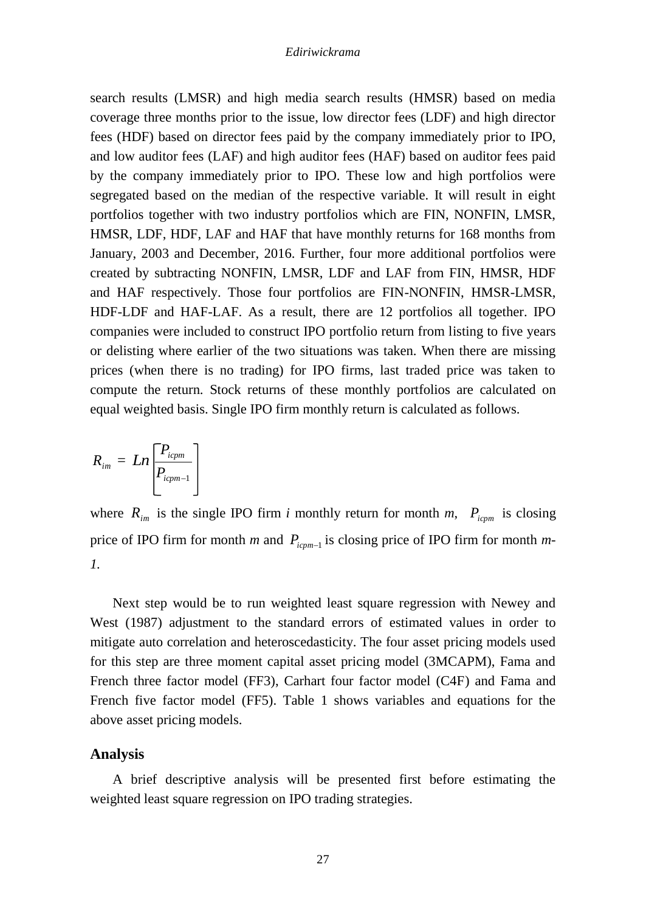search results (LMSR) and high media search results (HMSR) based on media coverage three months prior to the issue, low director fees (LDF) and high director fees (HDF) based on director fees paid by the company immediately prior to IPO, and low auditor fees (LAF) and high auditor fees (HAF) based on auditor fees paid by the company immediately prior to IPO. These low and high portfolios were segregated based on the median of the respective variable. It will result in eight portfolios together with two industry portfolios which are FIN, NONFIN, LMSR, HMSR, LDF, HDF, LAF and HAF that have monthly returns for 168 months from January, 2003 and December, 2016. Further, four more additional portfolios were created by subtracting NONFIN, LMSR, LDF and LAF from FIN, HMSR, HDF and HAF respectively. Those four portfolios are FIN-NONFIN, HMSR-LMSR, HDF-LDF and HAF-LAF. As a result, there are 12 portfolios all together. IPO companies were included to construct IPO portfolio return from listing to five years or delisting where earlier of the two situations was taken. When there are missing prices (when there is no trading) for IPO firms, last traded price was taken to compute the return. Stock returns of these monthly portfolios are calculated on equal weighted basis. Single IPO firm monthly return is calculated as follows.

$$R_{im} = Ln\left[\frac{P_{icpm}}{P_{icpm-1}}\right]$$

where $R_{im}$ is the single IPO firm *i* monthly return for month *m*, $P_{icpm}$ is closing price of IPO firm for month *m* and $P_{icpm-1}$ is closing price of IPO firm for month *m-1*.

Next step would be to run weighted least square regression with Newey and West (1987) adjustment to the standard errors of estimated values in order to mitigate auto correlation and heteroscedasticity. The four asset pricing models used for this step are three moment capital asset pricing model (3MCAPM), Fama and French three factor model (FF3), Carhart four factor model (C4F) and Fama and French five factor model (FF5). Table 1 shows variables and equations for the above asset pricing models.

## Analysis

A brief descriptive analysis will be presented first before estimating the weighted least square regression on IPO trading strategies.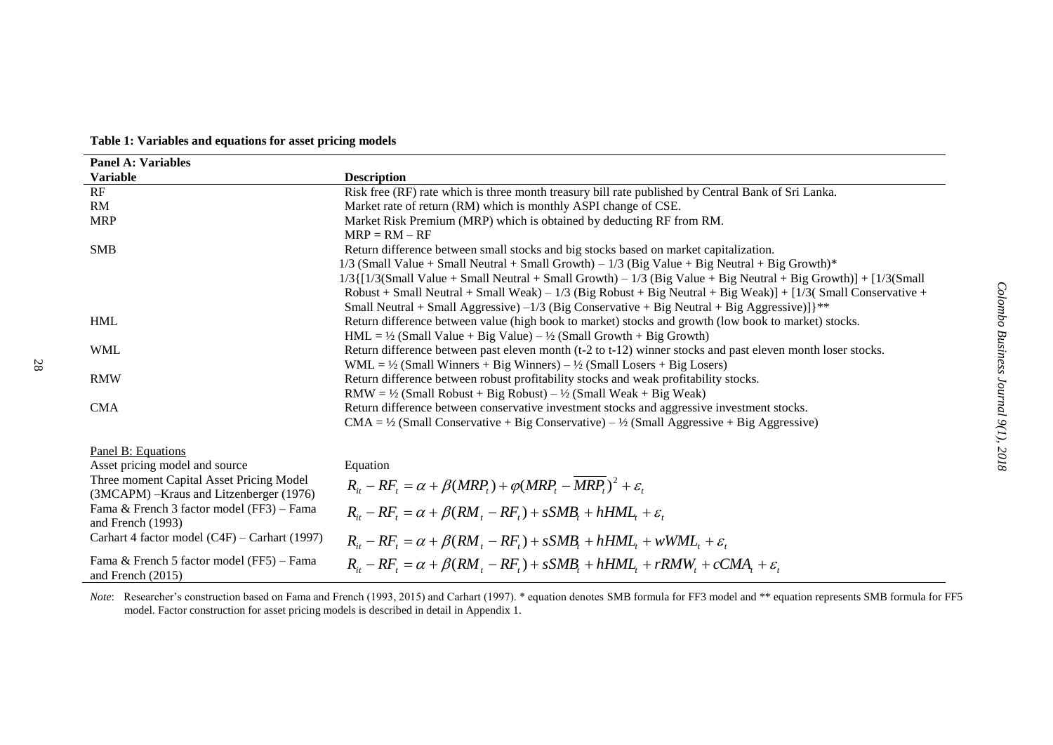**Table 1: Variables and equations for asset pricing models**

| **Panel A: Variables** | |
|---|---|
| **Variable** | **Description** |
| RF | Risk free (RF) rate which is three month treasury bill rate published by Central Bank of Sri Lanka. |
| RM | Market rate of return (RM) which is monthly ASPI change of CSE. |
| MRP | Market Risk Premium (MRP) which is obtained by deducting RF from RM. MRP = RM – RF |
| SMB | Return difference between small stocks and big stocks based on market capitalization. 1/3 (Small Value + Small Neutral + Small Growth) – 1/3 (Big Value + Big Neutral + Big Growth)* 1/3{[1/3(Small Value + Small Neutral + Small Growth) – 1/3 (Big Value + Big Neutral + Big Growth)] + [1/3(Small Robust + Small Neutral + Small Weak) – 1/3 (Big Robust + Big Neutral + Big Weak)] + [1/3( Small Conservative + Small Neutral + Small Aggressive) –1/3 (Big Conservative + Big Neutral + Big Aggressive)]}** |
| HML | Return difference between value (high book to market) stocks and growth (low book to market) stocks. HML = ½ (Small Value + Big Value) – ½ (Small Growth + Big Growth) |
| WML | Return difference between past eleven month (t-2 to t-12) winner stocks and past eleven month loser stocks. WML = ½ (Small Winners + Big Winners) – ½ (Small Losers + Big Losers) |
| RMW | Return difference between robust profitability stocks and weak profitability stocks. RMW = ½ (Small Robust + Big Robust) – ½ (Small Weak + Big Weak) |
| CMA | Return difference between conservative investment stocks and aggressive investment stocks. CMA = ½ (Small Conservative + Big Conservative) – ½ (Small Aggressive + Big Aggressive) |

| Panel B: Equations | |
|---|---|
| Asset pricing model and source | Equation |
| Three moment Capital Asset Pricing Model (3MCAPM) –Kraus and Litzenberger (1976) | $R_{it} - RF_t = \alpha + \beta(MRP_t) + \varphi(MRP_t - \overline{MRP_t})^2 + \varepsilon_t$ |
| Fama & French 3 factor model (FF3) – Fama and French (1993) | $R_{it} - RF_t = \alpha + \beta(RM_t - RF_t) + sSMB_t + hHML_t + \varepsilon_t$ |
| Carhart 4 factor model (C4F) – Carhart (1997) | $R_{it} - RF_t = \alpha + \beta(RM_t - RF_t) + sSMB_t + hHML_t + wWML_t + \varepsilon_t$ |
| Fama & French 5 factor model (FF5) – Fama and French (2015) | $R_{it} - RF_t = \alpha + \beta(RM_t - RF_t) + sSMB_t + hHML_t + rRMW_t + cCMA_t + \varepsilon_t$ |

*Note*: Researcher's construction based on Fama and French (1993, 2015) and Carhart (1997). * equation denotes SMB formula for FF3 model and ** equation represents SMB formula for FF5 model. Factor construction for asset pricing models is described in detail in Appendix 1.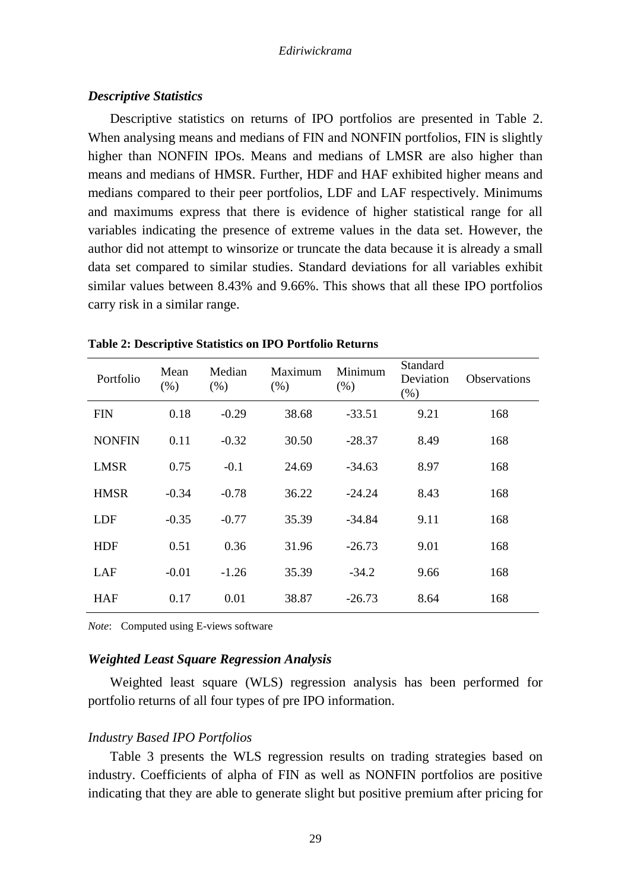### *Descriptive Statistics*

Descriptive statistics on returns of IPO portfolios are presented in Table 2. When analysing means and medians of FIN and NONFIN portfolios, FIN is slightly higher than NONFIN IPOs. Means and medians of LMSR are also higher than means and medians of HMSR. Further, HDF and HAF exhibited higher means and medians compared to their peer portfolios, LDF and LAF respectively. Minimums and maximums express that there is evidence of higher statistical range for all variables indicating the presence of extreme values in the data set. However, the author did not attempt to winsorize or truncate the data because it is already a small data set compared to similar studies. Standard deviations for all variables exhibit similar values between 8.43% and 9.66%. This shows that all these IPO portfolios carry risk in a similar range.

**Table 2: Descriptive Statistics on IPO Portfolio Returns**

| Portfolio | Mean (%) | Median (%) | Maximum (%) | Minimum (%) | Standard Deviation (%) | Observations |
|---|---|---|---|---|---|---|
| FIN | 0.18 | -0.29 | 38.68 | -33.51 | 9.21 | 168 |
| NONFIN | 0.11 | -0.32 | 30.50 | -28.37 | 8.49 | 168 |
| LMSR | 0.75 | -0.1 | 24.69 | -34.63 | 8.97 | 168 |
| HMSR | -0.34 | -0.78 | 36.22 | -24.24 | 8.43 | 168 |
| LDF | -0.35 | -0.77 | 35.39 | -34.84 | 9.11 | 168 |
| HDF | 0.51 | 0.36 | 31.96 | -26.73 | 9.01 | 168 |
| LAF | -0.01 | -1.26 | 35.39 | -34.2 | 9.66 | 168 |
| HAF | 0.17 | 0.01 | 38.87 | -26.73 | 8.64 | 168 |

*Note*: Computed using E-views software

### *Weighted Least Square Regression Analysis*

Weighted least square (WLS) regression analysis has been performed for portfolio returns of all four types of pre IPO information.

#### *Industry Based IPO Portfolios*

Table 3 presents the WLS regression results on trading strategies based on industry. Coefficients of alpha of FIN as well as NONFIN portfolios are positive indicating that they are able to generate slight but positive premium after pricing for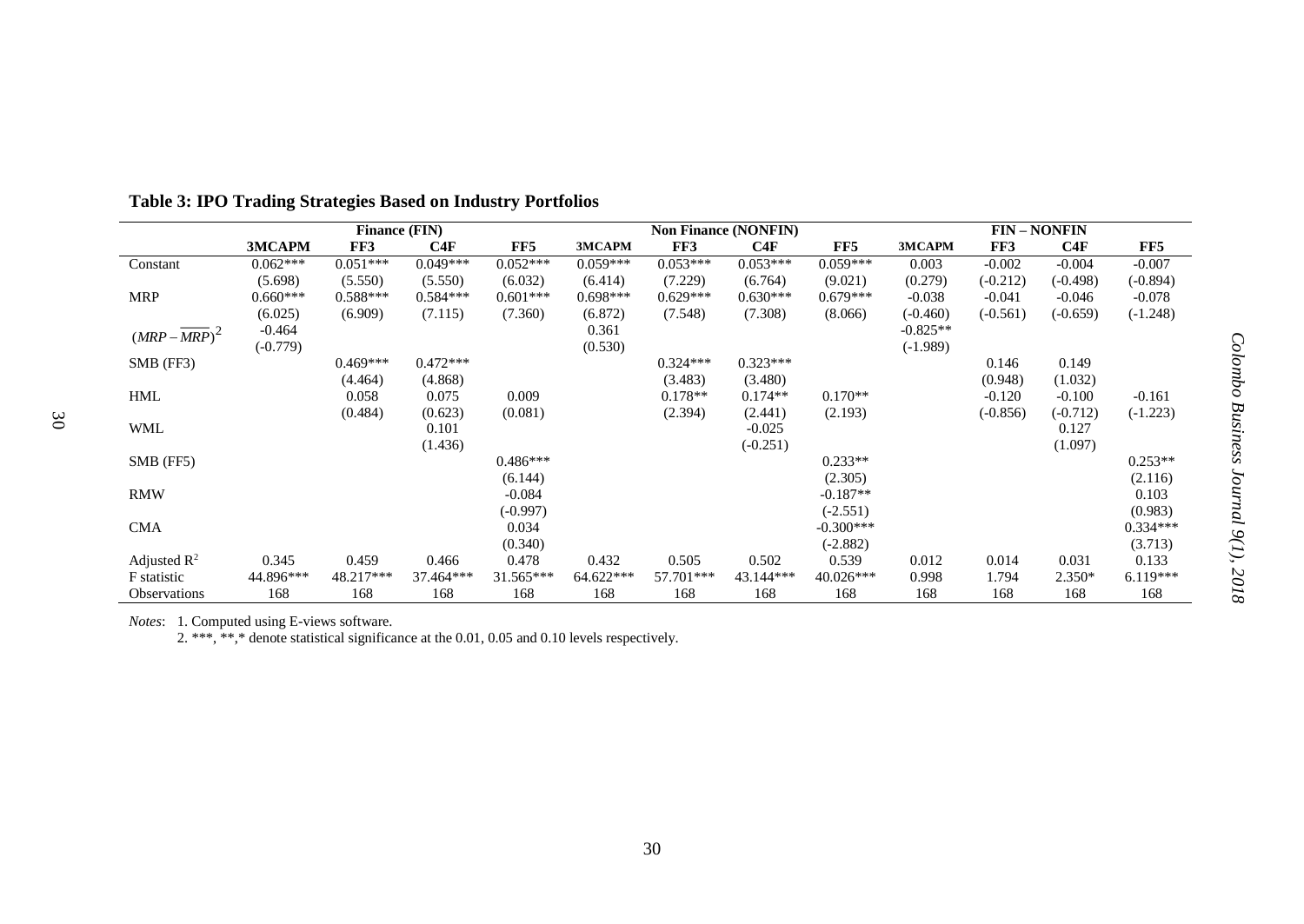**Table 3: IPO Trading Strategies Based on Industry Portfolios**

| | Finance (FIN) | | | | Non Finance (NONFIN) | | | | FIN – NONFIN | | | |
|---|---|---|---|---|---|---|---|---|---|---|---|---|
| | **3MCAPM** | **FF3** | **C4F** | **FF5** | **3MCAPM** | **FF3** | **C4F** | **FF5** | **3MCAPM** | **FF3** | **C4F** | **FF5** |
| Constant | 0.062*** | 0.051*** | 0.049*** | 0.052*** | 0.059*** | 0.053*** | 0.053*** | 0.059*** | 0.003 | -0.002 | -0.004 | -0.007 |
| | (5.698) | (5.550) | (5.550) | (6.032) | (6.414) | (7.229) | (6.764) | (9.021) | (0.279) | (-0.212) | (-0.498) | (-0.894) |
| MRP | 0.660*** | 0.588*** | 0.584*** | 0.601*** | 0.698*** | 0.629*** | 0.630*** | 0.679*** | -0.038 | -0.041 | -0.046 | -0.078 |
| | (6.025) | (6.909) | (7.115) | (7.360) | (6.872) | (7.548) | (7.308) | (8.066) | (-0.460) | (-0.561) | (-0.659) | (-1.248) |
| $(MRP-\overline{MRP})^2$ | -0.464 | | | | 0.361 | | | | -0.825** | | | |
| | (-0.779) | | | | (0.530) | | | | (-1.989) | | | |
| SMB (FF3) | | 0.469*** | 0.472*** | | | 0.324*** | 0.323*** | | | 0.146 | 0.149 | |
| | | (4.464) | (4.868) | | | (3.483) | (3.480) | | | (0.948) | (1.032) | |
| HML | | 0.058 | 0.075 | 0.009 | | 0.178** | 0.174** | 0.170** | | -0.120 | -0.100 | -0.161 |
| | | (0.484) | (0.623) | (0.081) | | (2.394) | (2.441) | (2.193) | | (-0.856) | (-0.712) | (-1.223) |
| WML | | | 0.101 | | | | -0.025 | | | | 0.127 | |
| | | | (1.436) | | | | (-0.251) | | | | (1.097) | |
| SMB (FF5) | | | | 0.486*** | | | | 0.233** | | | | 0.253** |
| | | | | (6.144) | | | | (2.305) | | | | (2.116) |
| RMW | | | | -0.084 | | | | -0.187** | | | | 0.103 |
| | | | | (-0.997) | | | | (-2.551) | | | | (0.983) |
| CMA | | | | 0.034 | | | | -0.300*** | | | | 0.334*** |
| | | | | (0.340) | | | | (-2.882) | | | | (3.713) |
| Adjusted $R^2$ | 0.345 | 0.459 | 0.466 | 0.478 | 0.432 | 0.505 | 0.502 | 0.539 | 0.012 | 0.014 | 0.031 | 0.133 |
| F statistic | 44.896*** | 48.217*** | 37.464*** | 31.565*** | 64.622*** | 57.701*** | 43.144*** | 40.026*** | 0.998 | 1.794 | 2.350* | 6.119*** |
| Observations | 168 | 168 | 168 | 168 | 168 | 168 | 168 | 168 | 168 | 168 | 168 | 168 |

*Notes*: 1. Computed using E-views software.
2. ***, **,* denote statistical significance at the 0.01, 0.05 and 0.10 levels respectively.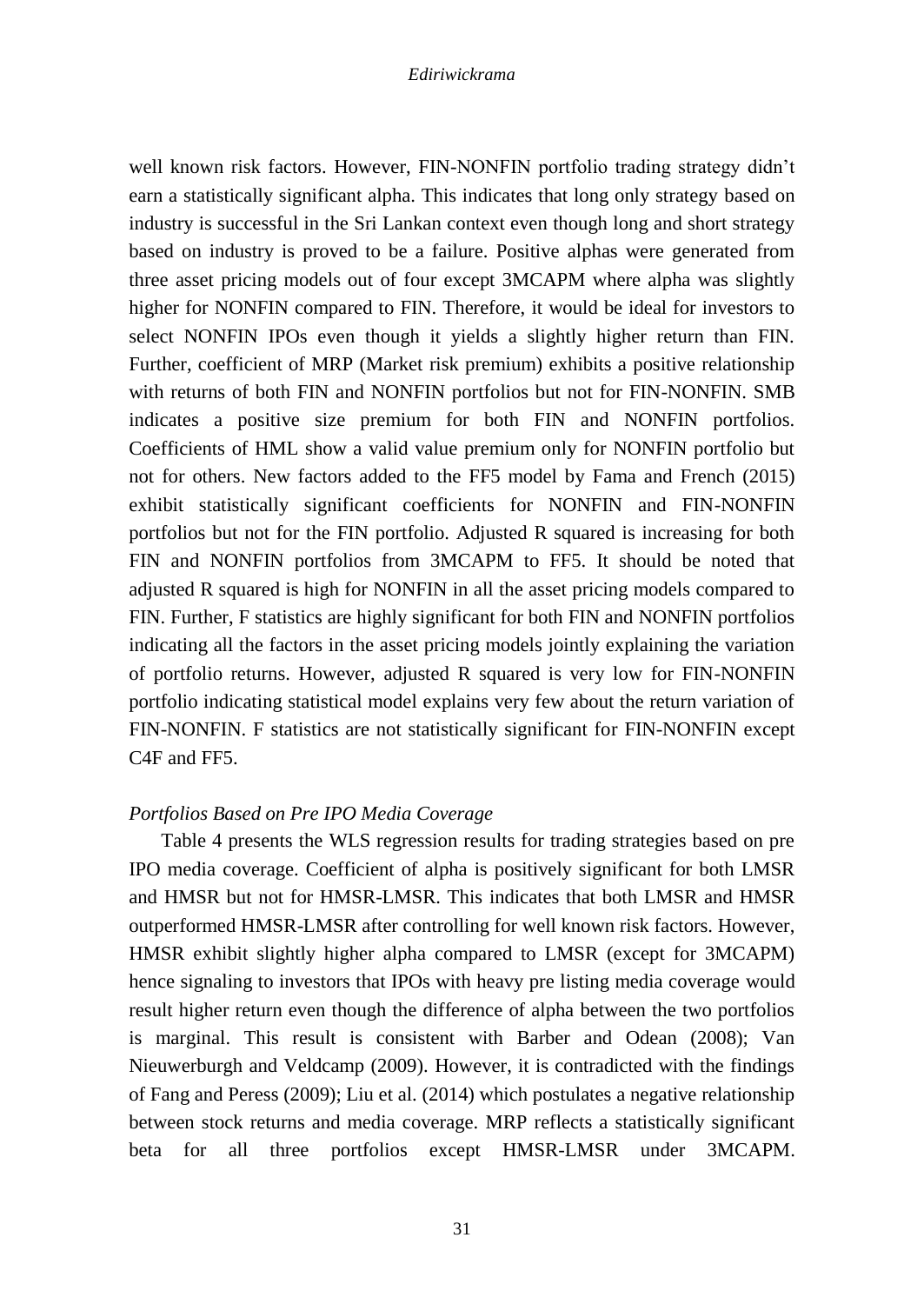well known risk factors. However, FIN-NONFIN portfolio trading strategy didn't earn a statistically significant alpha. This indicates that long only strategy based on industry is successful in the Sri Lankan context even though long and short strategy based on industry is proved to be a failure. Positive alphas were generated from three asset pricing models out of four except 3MCAPM where alpha was slightly higher for NONFIN compared to FIN. Therefore, it would be ideal for investors to select NONFIN IPOs even though it yields a slightly higher return than FIN. Further, coefficient of MRP (Market risk premium) exhibits a positive relationship with returns of both FIN and NONFIN portfolios but not for FIN-NONFIN. SMB indicates a positive size premium for both FIN and NONFIN portfolios. Coefficients of HML show a valid value premium only for NONFIN portfolio but not for others. New factors added to the FF5 model by Fama and French (2015) exhibit statistically significant coefficients for NONFIN and FIN-NONFIN portfolios but not for the FIN portfolio. Adjusted R squared is increasing for both FIN and NONFIN portfolios from 3MCAPM to FF5. It should be noted that adjusted R squared is high for NONFIN in all the asset pricing models compared to FIN. Further, F statistics are highly significant for both FIN and NONFIN portfolios indicating all the factors in the asset pricing models jointly explaining the variation of portfolio returns. However, adjusted R squared is very low for FIN-NONFIN portfolio indicating statistical model explains very few about the return variation of FIN-NONFIN. F statistics are not statistically significant for FIN-NONFIN except C4F and FF5.

*Portfolios Based on Pre IPO Media Coverage*

Table 4 presents the WLS regression results for trading strategies based on pre IPO media coverage. Coefficient of alpha is positively significant for both LMSR and HMSR but not for HMSR-LMSR. This indicates that both LMSR and HMSR outperformed HMSR-LMSR after controlling for well known risk factors. However, HMSR exhibit slightly higher alpha compared to LMSR (except for 3MCAPM) hence signaling to investors that IPOs with heavy pre listing media coverage would result higher return even though the difference of alpha between the two portfolios is marginal. This result is consistent with Barber and Odean (2008); Van Nieuwerburgh and Veldcamp (2009). However, it is contradicted with the findings of Fang and Peress (2009); Liu et al. (2014) which postulates a negative relationship between stock returns and media coverage. MRP reflects a statistically significant beta for all three portfolios except HMSR-LMSR under 3MCAPM.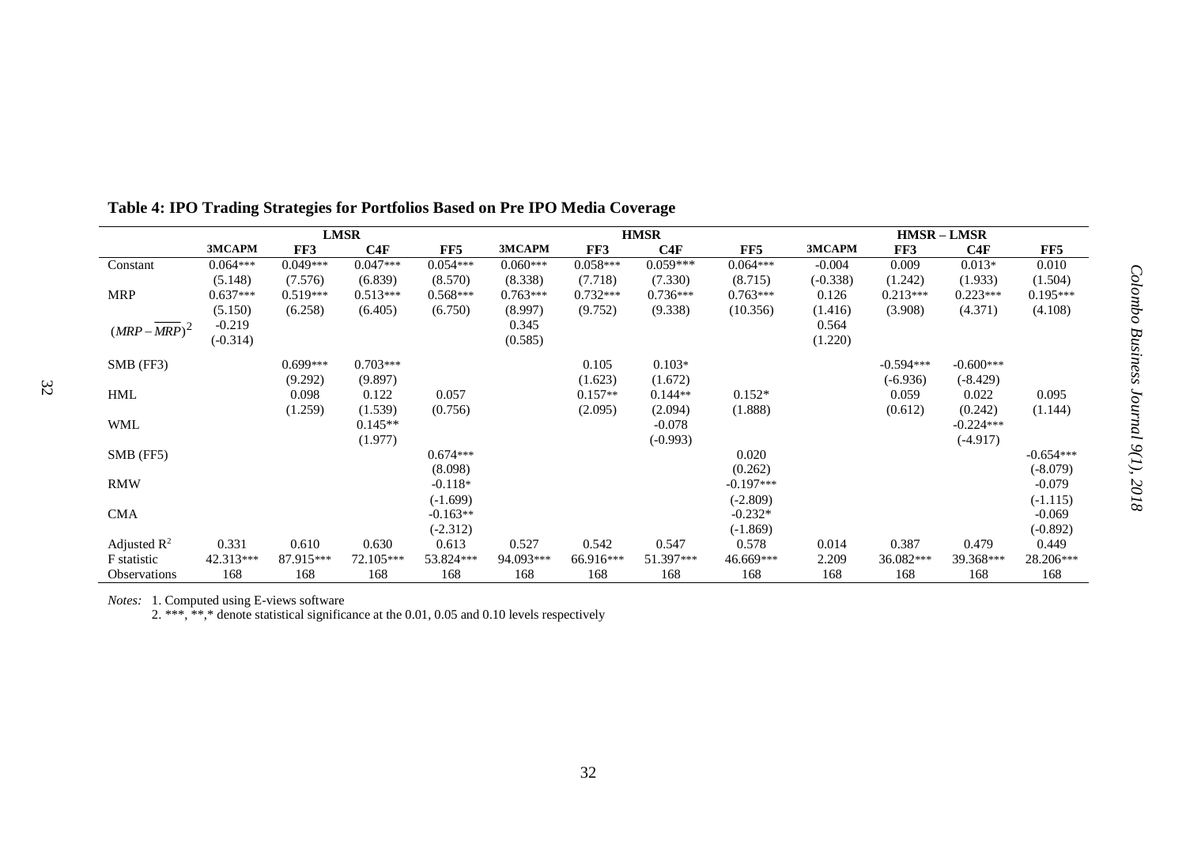**Table 4: IPO Trading Strategies for Portfolios Based on Pre IPO Media Coverage**

| | LMSR | | | | HMSR | | | | HMSR – LMSR | | | |
|---|---|---|---|---|---|---|---|---|---|---|---|---|
| | **3MCAPM** | **FF3** | **C4F** | **FF5** | **3MCAPM** | **FF3** | **C4F** | **FF5** | **3MCAPM** | **FF3** | **C4F** | **FF5** |
| Constant | 0.064*** | 0.049*** | 0.047*** | 0.054*** | 0.060*** | 0.058*** | 0.059*** | 0.064*** | -0.004 | 0.009 | 0.013* | 0.010 |
| | (5.148) | (7.576) | (6.839) | (8.570) | (8.338) | (7.718) | (7.330) | (8.715) | (-0.338) | (1.242) | (1.933) | (1.504) |
| MRP | 0.637*** | 0.519*** | 0.513*** | 0.568*** | 0.763*** | 0.732*** | 0.736*** | 0.763*** | 0.126 | 0.213*** | 0.223*** | 0.195*** |
| | (5.150) | (6.258) | (6.405) | (6.750) | (8.997) | (9.752) | (9.338) | (10.356) | (1.416) | (3.908) | (4.371) | (4.108) |
| $(MRP-\overline{MRP})^2$ | -0.219 | | | | 0.345 | | | | 0.564 | | | |
| | (-0.314) | | | | (0.585) | | | | (1.220) | | | |
| SMB (FF3) | | 0.699*** | 0.703*** | | | 0.105 | 0.103* | | | -0.594*** | -0.600*** | |
| | | (9.292) | (9.897) | | | (1.623) | (1.672) | | | (-6.936) | (-8.429) | |
| HML | | 0.098 | 0.122 | 0.057 | | 0.157** | 0.144** | 0.152* | | 0.059 | 0.022 | 0.095 |
| | | (1.259) | (1.539) | (0.756) | | (2.095) | (2.094) | (1.888) | | (0.612) | (0.242) | (1.144) |
| WML | | | 0.145** | | | | -0.078 | | | | -0.224*** | |
| | | | (1.977) | | | | (-0.993) | | | | (-4.917) | |
| SMB (FF5) | | | | 0.674*** | | | | 0.020 | | | | -0.654*** |
| | | | | (8.098) | | | | (0.262) | | | | (-8.079) |
| RMW | | | | -0.118* | | | | -0.197*** | | | | -0.079 |
| | | | | (-1.699) | | | | (-2.809) | | | | (-1.115) |
| CMA | | | | -0.163** | | | | -0.232* | | | | -0.069 |
| | | | | (-2.312) | | | | (-1.869) | | | | (-0.892) |
| Adjusted $R^2$ | 0.331 | 0.610 | 0.630 | 0.613 | 0.527 | 0.542 | 0.547 | 0.578 | 0.014 | 0.387 | 0.479 | 0.449 |
| F statistic | 42.313*** | 87.915*** | 72.105*** | 53.824*** | 94.093*** | 66.916*** | 51.397*** | 46.669*** | 2.209 | 36.082*** | 39.368*** | 28.206*** |
| Observations | 168 | 168 | 168 | 168 | 168 | 168 | 168 | 168 | 168 | 168 | 168 | 168 |

*Notes:* 1. Computed using E-views software
2. ***, **,* denote statistical significance at the 0.01, 0.05 and 0.10 levels respectively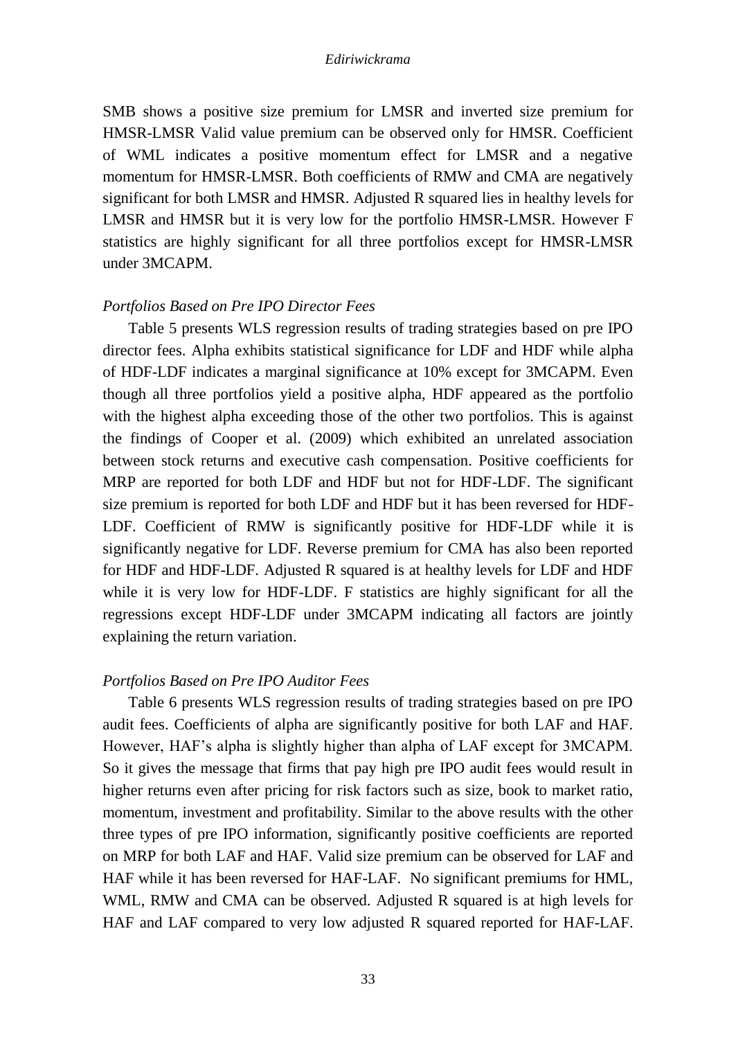SMB shows a positive size premium for LMSR and inverted size premium for HMSR-LMSR Valid value premium can be observed only for HMSR. Coefficient of WML indicates a positive momentum effect for LMSR and a negative momentum for HMSR-LMSR. Both coefficients of RMW and CMA are negatively significant for both LMSR and HMSR. Adjusted R squared lies in healthy levels for LMSR and HMSR but it is very low for the portfolio HMSR-LMSR. However F statistics are highly significant for all three portfolios except for HMSR-LMSR under 3MCAPM.

### *Portfolios Based on Pre IPO Director Fees*

Table 5 presents WLS regression results of trading strategies based on pre IPO director fees. Alpha exhibits statistical significance for LDF and HDF while alpha of HDF-LDF indicates a marginal significance at 10% except for 3MCAPM. Even though all three portfolios yield a positive alpha, HDF appeared as the portfolio with the highest alpha exceeding those of the other two portfolios. This is against the findings of Cooper et al. (2009) which exhibited an unrelated association between stock returns and executive cash compensation. Positive coefficients for MRP are reported for both LDF and HDF but not for HDF-LDF. The significant size premium is reported for both LDF and HDF but it has been reversed for HDF-LDF. Coefficient of RMW is significantly positive for HDF-LDF while it is significantly negative for LDF. Reverse premium for CMA has also been reported for HDF and HDF-LDF. Adjusted R squared is at healthy levels for LDF and HDF while it is very low for HDF-LDF. F statistics are highly significant for all the regressions except HDF-LDF under 3MCAPM indicating all factors are jointly explaining the return variation.

### *Portfolios Based on Pre IPO Auditor Fees*

Table 6 presents WLS regression results of trading strategies based on pre IPO audit fees. Coefficients of alpha are significantly positive for both LAF and HAF. However, HAF's alpha is slightly higher than alpha of LAF except for 3MCAPM. So it gives the message that firms that pay high pre IPO audit fees would result in higher returns even after pricing for risk factors such as size, book to market ratio, momentum, investment and profitability. Similar to the above results with the other three types of pre IPO information, significantly positive coefficients are reported on MRP for both LAF and HAF. Valid size premium can be observed for LAF and HAF while it has been reversed for HAF-LAF. No significant premiums for HML, WML, RMW and CMA can be observed. Adjusted R squared is at high levels for HAF and LAF compared to very low adjusted R squared reported for HAF-LAF.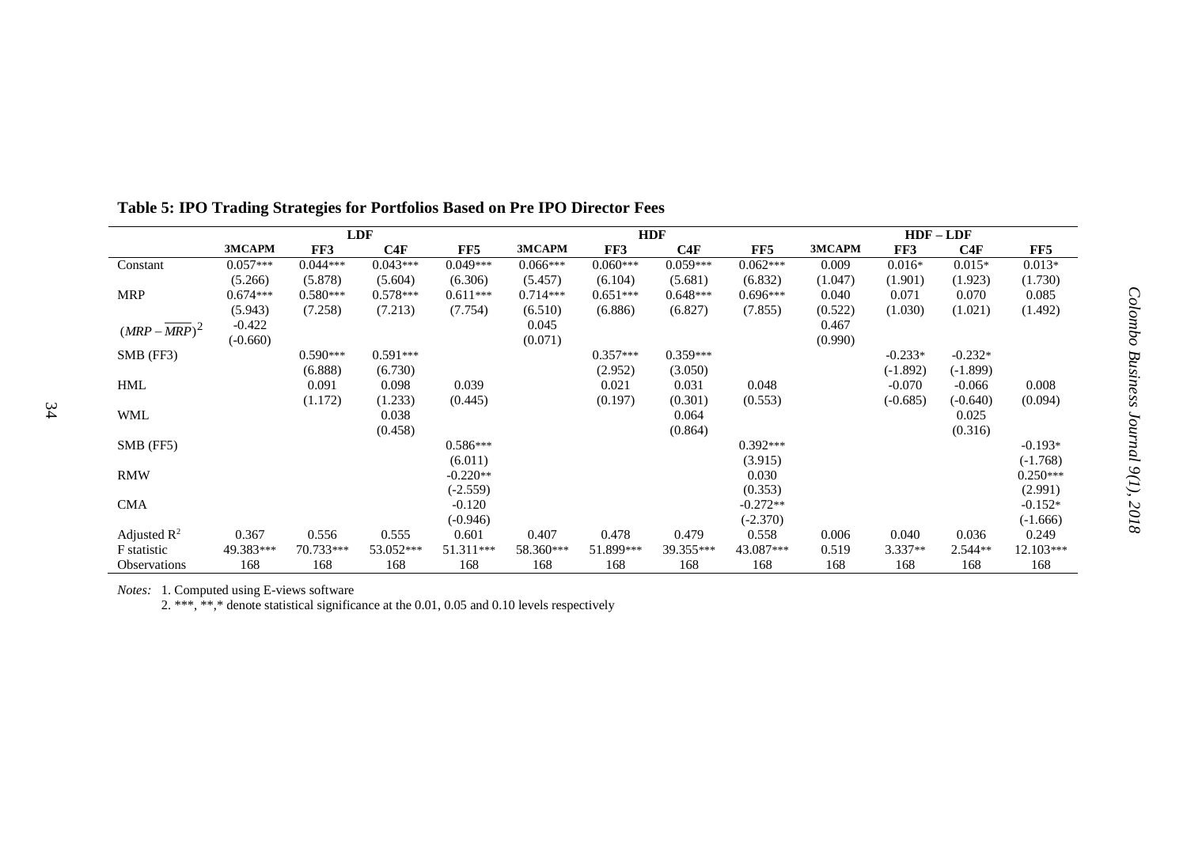**Table 5: IPO Trading Strategies for Portfolios Based on Pre IPO Director Fees**

| | LDF | | | | HDF | | | | HDF – LDF | | | |
|---|---|---|---|---|---|---|---|---|---|---|---|---|
| | 3MCAPM | FF3 | C4F | FF5 | 3MCAPM | FF3 | C4F | FF5 | 3MCAPM | FF3 | C4F | FF5 |
| Constant | 0.057*** | 0.044*** | 0.043*** | 0.049*** | 0.066*** | 0.060*** | 0.059*** | 0.062*** | 0.009 | 0.016* | 0.015* | 0.013* |
| | (5.266) | (5.878) | (5.604) | (6.306) | (5.457) | (6.104) | (5.681) | (6.832) | (1.047) | (1.901) | (1.923) | (1.730) |
| MRP | 0.674*** | 0.580*** | 0.578*** | 0.611*** | 0.714*** | 0.651*** | 0.648*** | 0.696*** | 0.040 | 0.071 | 0.070 | 0.085 |
| | (5.943) | (7.258) | (7.213) | (7.754) | (6.510) | (6.886) | (6.827) | (7.855) | (0.522) | (1.030) | (1.021) | (1.492) |
| $(MRP - \overline{MRP})^2$ | -0.422 | | | | 0.045 | | | | 0.467 | | | |
| | (-0.660) | | | | (0.071) | | | | (0.990) | | | |
| SMB (FF3) | | 0.590*** | 0.591*** | | | 0.357*** | 0.359*** | | | -0.233* | -0.232* | |
| | | (6.888) | (6.730) | | | (2.952) | (3.050) | | | (-1.892) | (-1.899) | |
| HML | | 0.091 | 0.098 | 0.039 | | 0.021 | 0.031 | 0.048 | | -0.070 | -0.066 | 0.008 |
| | | (1.172) | (1.233) | (0.445) | | (0.197) | (0.301) | (0.553) | | (-0.685) | (-0.640) | (0.094) |
| WML | | | 0.038 | | | | 0.064 | | | | 0.025 | |
| | | | (0.458) | | | | (0.864) | | | | (0.316) | |
| SMB (FF5) | | | | 0.586*** | | | | 0.392*** | | | | -0.193* |
| | | | | (6.011) | | | | (3.915) | | | | (-1.768) |
| RMW | | | | -0.220** | | | | 0.030 | | | | 0.250*** |
| | | | | (-2.559) | | | | (0.353) | | | | (2.991) |
| CMA | | | | -0.120 | | | | -0.272** | | | | -0.152* |
| | | | | (-0.946) | | | | (-2.370) | | | | (-1.666) |
| Adjusted $R^2$ | 0.367 | 0.556 | 0.555 | 0.601 | 0.407 | 0.478 | 0.479 | 0.558 | 0.006 | 0.040 | 0.036 | 0.249 |
| F statistic | 49.383*** | 70.733*** | 53.052*** | 51.311*** | 58.360*** | 51.899*** | 39.355*** | 43.087*** | 0.519 | 3.337** | 2.544** | 12.103*** |
| Observations | 168 | 168 | 168 | 168 | 168 | 168 | 168 | 168 | 168 | 168 | 168 | 168 |

*Notes:* 1. Computed using E-views software
2. ***, **,* denote statistical significance at the 0.01, 0.05 and 0.10 levels respectively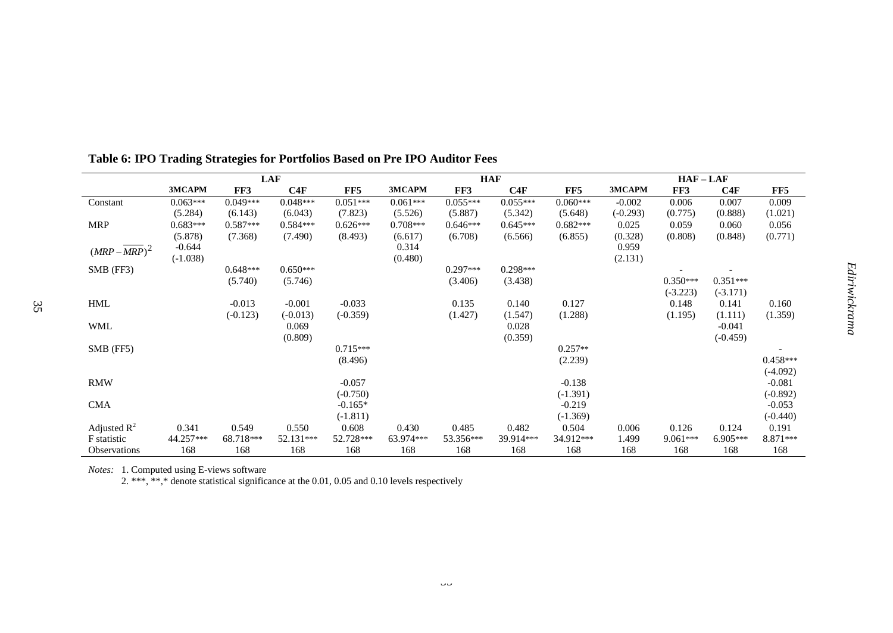**Table 6: IPO Trading Strategies for Portfolios Based on Pre IPO Auditor Fees**

| | LAF | | | | HAF | | | | HAF – LAF | | | |
|---|---|---|---|---|---|---|---|---|---|---|---|---|
| | **3MCAPM** | **FF3** | **C4F** | **FF5** | **3MCAPM** | **FF3** | **C4F** | **FF5** | **3MCAPM** | **FF3** | **C4F** | **FF5** |
| Constant | 0.063*** | 0.049*** | 0.048*** | 0.051*** | 0.061*** | 0.055*** | 0.055*** | 0.060*** | -0.002 | 0.006 | 0.007 | 0.009 |
| | (5.284) | (6.143) | (6.043) | (7.823) | (5.526) | (5.887) | (5.342) | (5.648) | (-0.293) | (0.775) | (0.888) | (1.021) |
| MRP | 0.683*** | 0.587*** | 0.584*** | 0.626*** | 0.708*** | 0.646*** | 0.645*** | 0.682*** | 0.025 | 0.059 | 0.060 | 0.056 |
| | (5.878) | (7.368) | (7.490) | (8.493) | (6.617) | (6.708) | (6.566) | (6.855) | (0.328) | (0.808) | (0.848) | (0.771) |
| $(MRP-\overline{MRP})^2$ | -0.644 | | | | 0.314 | | | | 0.959 | | | |
| | (-1.038) | | | | (0.480) | | | | (2.131) | | | |
| SMB (FF3) | | 0.648*** | 0.650*** | | | 0.297*** | 0.298*** | | | - | - | |
| | | (5.740) | (5.746) | | | (3.406) | (3.438) | | | 0.350*** | 0.351*** | |
| | | | | | | | | | | (-3.223) | (-3.171) | |
| HML | | -0.013 | -0.001 | -0.033 | | 0.135 | 0.140 | 0.127 | | 0.148 | 0.141 | 0.160 |
| | | (-0.123) | (-0.013) | (-0.359) | | (1.427) | (1.547) | (1.288) | | (1.195) | (1.111) | (1.359) |
| WML | | | 0.069 | | | | 0.028 | | | | -0.041 | |
| | | | (0.809) | | | | (0.359) | | | | (-0.459) | |
| SMB (FF5) | | | | 0.715*** | | | | 0.257** | | | | - |
| | | | | (8.496) | | | | (2.239) | | | | 0.458*** |
| | | | | | | | | | | | | (-4.092) |
| RMW | | | | -0.057 | | | | -0.138 | | | | -0.081 |
| | | | | (-0.750) | | | | (-1.391) | | | | (-0.892) |
| CMA | | | | -0.165* | | | | -0.219 | | | | -0.053 |
| | | | | (-1.811) | | | | (-1.369) | | | | (-0.440) |
| Adjusted $R^2$ | 0.341 | 0.549 | 0.550 | 0.608 | 0.430 | 0.485 | 0.482 | 0.504 | 0.006 | 0.126 | 0.124 | 0.191 |
| F statistic | 44.257*** | 68.718*** | 52.131*** | 52.728*** | 63.974*** | 53.356*** | 39.914*** | 34.912*** | 1.499 | 9.061*** | 6.905*** | 8.871*** |
| Observations | 168 | 168 | 168 | 168 | 168 | 168 | 168 | 168 | 168 | 168 | 168 | 168 |

*Notes:* 1. Computed using E-views software

2. ***, **,* denote statistical significance at the 0.01, 0.05 and 0.10 levels respectively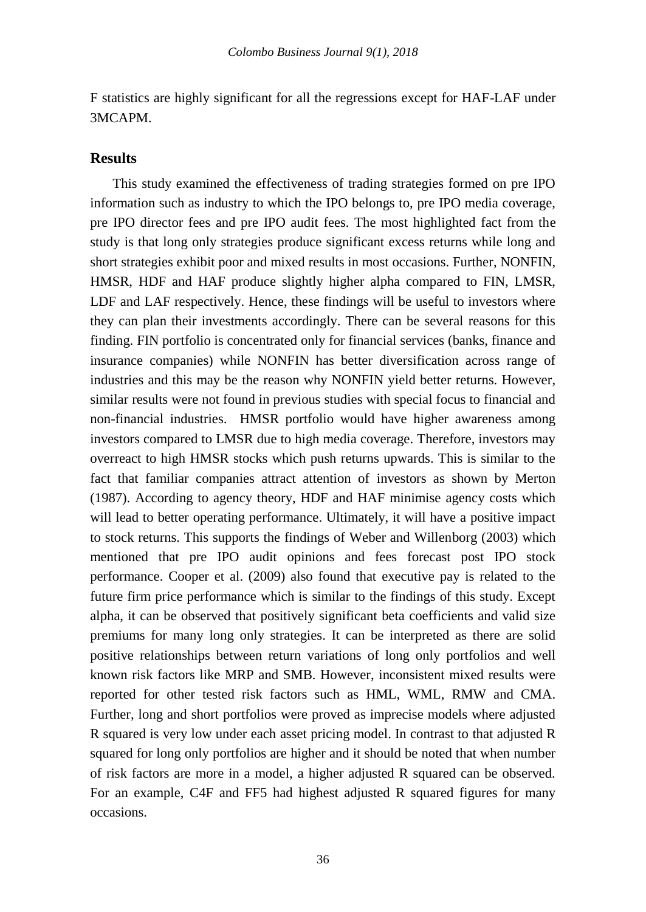F statistics are highly significant for all the regressions except for HAF-LAF under 3MCAPM.

## Results

This study examined the effectiveness of trading strategies formed on pre IPO information such as industry to which the IPO belongs to, pre IPO media coverage, pre IPO director fees and pre IPO audit fees. The most highlighted fact from the study is that long only strategies produce significant excess returns while long and short strategies exhibit poor and mixed results in most occasions. Further, NONFIN, HMSR, HDF and HAF produce slightly higher alpha compared to FIN, LMSR, LDF and LAF respectively. Hence, these findings will be useful to investors where they can plan their investments accordingly. There can be several reasons for this finding. FIN portfolio is concentrated only for financial services (banks, finance and insurance companies) while NONFIN has better diversification across range of industries and this may be the reason why NONFIN yield better returns. However, similar results were not found in previous studies with special focus to financial and non-financial industries. HMSR portfolio would have higher awareness among investors compared to LMSR due to high media coverage. Therefore, investors may overreact to high HMSR stocks which push returns upwards. This is similar to the fact that familiar companies attract attention of investors as shown by Merton (1987). According to agency theory, HDF and HAF minimise agency costs which will lead to better operating performance. Ultimately, it will have a positive impact to stock returns. This supports the findings of Weber and Willenborg (2003) which mentioned that pre IPO audit opinions and fees forecast post IPO stock performance. Cooper et al. (2009) also found that executive pay is related to the future firm price performance which is similar to the findings of this study. Except alpha, it can be observed that positively significant beta coefficients and valid size premiums for many long only strategies. It can be interpreted as there are solid positive relationships between return variations of long only portfolios and well known risk factors like MRP and SMB. However, inconsistent mixed results were reported for other tested risk factors such as HML, WML, RMW and CMA. Further, long and short portfolios were proved as imprecise models where adjusted R squared is very low under each asset pricing model. In contrast to that adjusted R squared for long only portfolios are higher and it should be noted that when number of risk factors are more in a model, a higher adjusted R squared can be observed. For an example, C4F and FF5 had highest adjusted R squared figures for many occasions.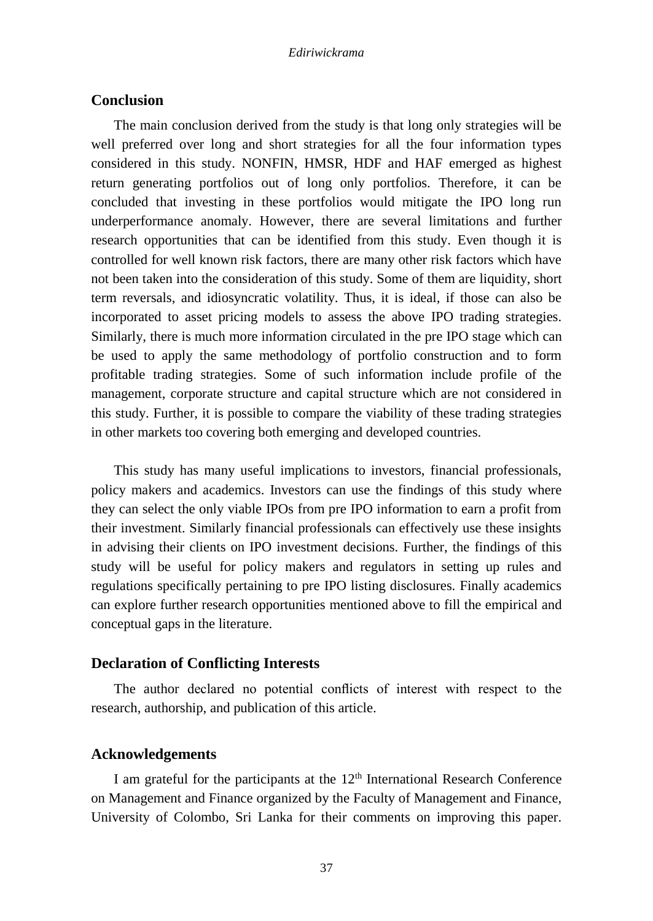## Conclusion

The main conclusion derived from the study is that long only strategies will be well preferred over long and short strategies for all the four information types considered in this study. NONFIN, HMSR, HDF and HAF emerged as highest return generating portfolios out of long only portfolios. Therefore, it can be concluded that investing in these portfolios would mitigate the IPO long run underperformance anomaly. However, there are several limitations and further research opportunities that can be identified from this study. Even though it is controlled for well known risk factors, there are many other risk factors which have not been taken into the consideration of this study. Some of them are liquidity, short term reversals, and idiosyncratic volatility. Thus, it is ideal, if those can also be incorporated to asset pricing models to assess the above IPO trading strategies. Similarly, there is much more information circulated in the pre IPO stage which can be used to apply the same methodology of portfolio construction and to form profitable trading strategies. Some of such information include profile of the management, corporate structure and capital structure which are not considered in this study. Further, it is possible to compare the viability of these trading strategies in other markets too covering both emerging and developed countries.

This study has many useful implications to investors, financial professionals, policy makers and academics. Investors can use the findings of this study where they can select the only viable IPOs from pre IPO information to earn a profit from their investment. Similarly financial professionals can effectively use these insights in advising their clients on IPO investment decisions. Further, the findings of this study will be useful for policy makers and regulators in setting up rules and regulations specifically pertaining to pre IPO listing disclosures. Finally academics can explore further research opportunities mentioned above to fill the empirical and conceptual gaps in the literature.

## Declaration of Conflicting Interests

The author declared no potential conflicts of interest with respect to the research, authorship, and publication of this article.

## Acknowledgements

I am grateful for the participants at the 12th International Research Conference on Management and Finance organized by the Faculty of Management and Finance, University of Colombo, Sri Lanka for their comments on improving this paper.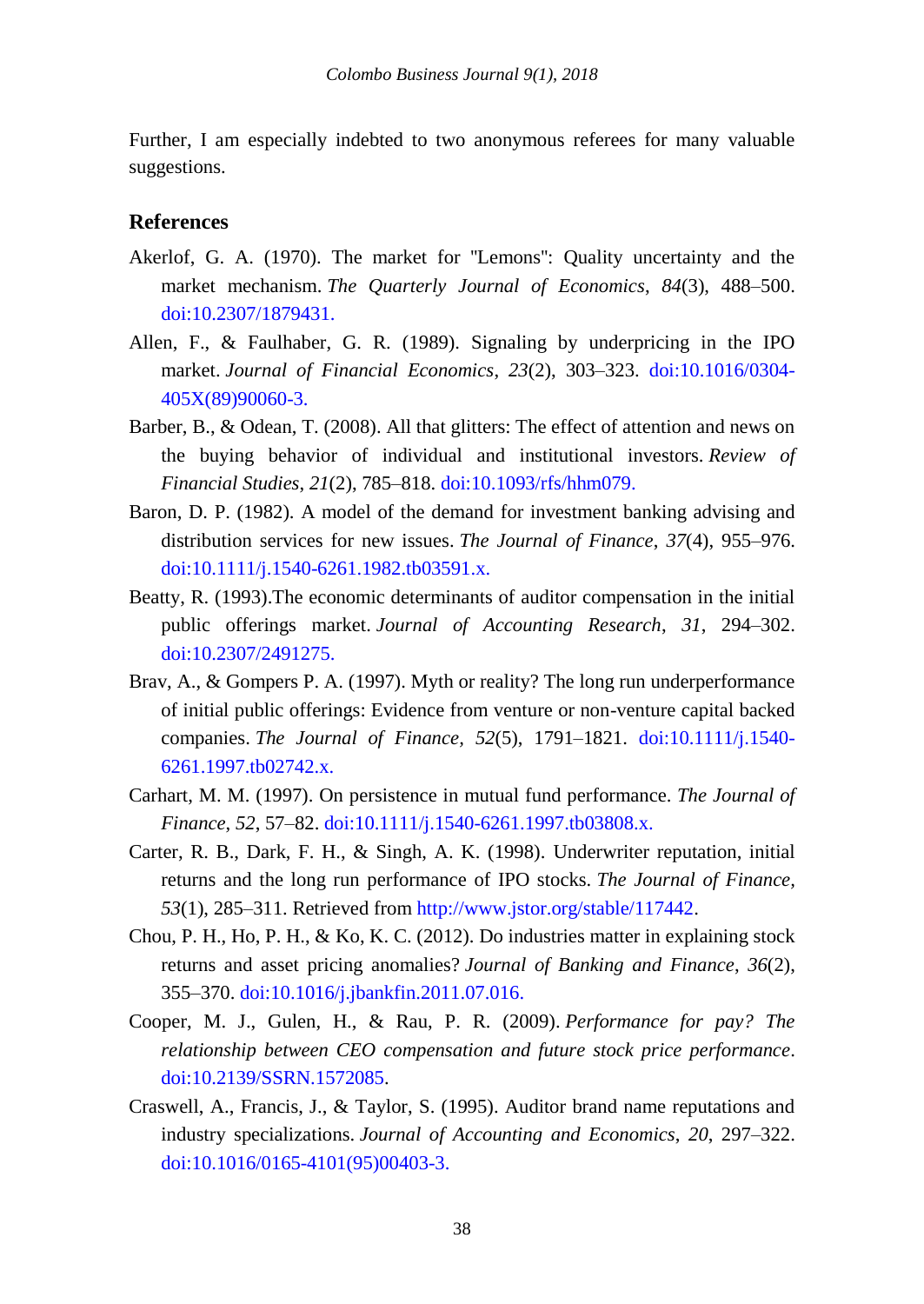Further, I am especially indebted to two anonymous referees for many valuable suggestions.

## References

Akerlof, G. A. (1970). The market for "Lemons": Quality uncertainty and the market mechanism. *The Quarterly Journal of Economics*, *84*(3), 488–500. doi:10.2307/1879431.

Allen, F., & Faulhaber, G. R. (1989). Signaling by underpricing in the IPO market. *Journal of Financial Economics*, *23*(2), 303–323. doi:10.1016/0304-405X(89)90060-3.

Barber, B., & Odean, T. (2008). All that glitters: The effect of attention and news on the buying behavior of individual and institutional investors. *Review of Financial Studies*, *21*(2), 785–818. doi:10.1093/rfs/hhm079.

Baron, D. P. (1982). A model of the demand for investment banking advising and distribution services for new issues. *The Journal of Finance*, *37*(4), 955–976. doi:10.1111/j.1540-6261.1982.tb03591.x.

Beatty, R. (1993).The economic determinants of auditor compensation in the initial public offerings market. *Journal of Accounting Research*, *31*, 294–302. doi:10.2307/2491275.

Brav, A., & Gompers P. A. (1997). Myth or reality? The long run underperformance of initial public offerings: Evidence from venture or non-venture capital backed companies. *The Journal of Finance, 52*(5), 1791–1821. doi:10.1111/j.1540-6261.1997.tb02742.x.

Carhart, M. M. (1997). On persistence in mutual fund performance. *The Journal of Finance*, *52*, 57–82. doi:10.1111/j.1540-6261.1997.tb03808.x.

Carter, R. B., Dark, F. H., & Singh, A. K. (1998). Underwriter reputation, initial returns and the long run performance of IPO stocks. *The Journal of Finance*, *53*(1), 285–311. Retrieved from http://www.jstor.org/stable/117442.

Chou, P. H., Ho, P. H., & Ko, K. C. (2012). Do industries matter in explaining stock returns and asset pricing anomalies? *Journal of Banking and Finance*, *36*(2), 355–370. doi:10.1016/j.jbankfin.2011.07.016.

Cooper, M. J., Gulen, H., & Rau, P. R. (2009). *Performance for pay? The relationship between CEO compensation and future stock price performance*. doi:10.2139/SSRN.1572085.

Craswell, A., Francis, J., & Taylor, S. (1995). Auditor brand name reputations and industry specializations. *Journal of Accounting and Economics*, *20*, 297–322. doi:10.1016/0165-4101(95)00403-3.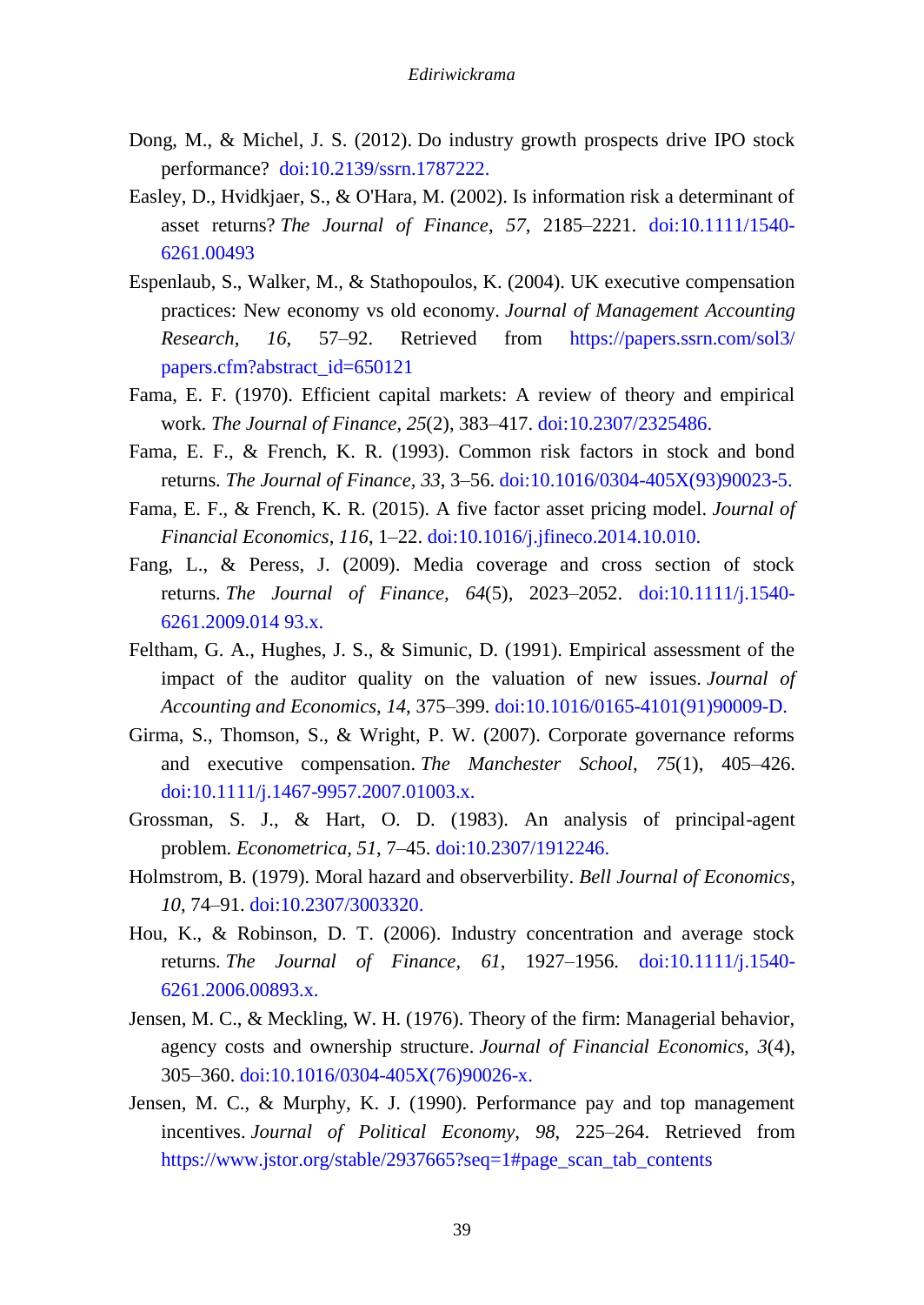Dong, M., & Michel, J. S. (2012). Do industry growth prospects drive IPO stock performance? doi:10.2139/ssrn.1787222.

Easley, D., Hvidkjaer, S., & O'Hara, M. (2002). Is information risk a determinant of asset returns? *The Journal of Finance*, *57*, 2185–2221. doi:10.1111/1540-6261.00493

Espenlaub, S., Walker, M., & Stathopoulos, K. (2004). UK executive compensation practices: New economy vs old economy. *Journal of Management Accounting Research*, *16*, 57–92. Retrieved from https://papers.ssrn.com/sol3/papers.cfm?abstract_id=650121

Fama, E. F. (1970). Efficient capital markets: A review of theory and empirical work. *The Journal of Finance*, *25*(2), 383–417. doi:10.2307/2325486.

Fama, E. F., & French, K. R. (1993). Common risk factors in stock and bond returns. *The Journal of Finance, 33*, 3–56. doi:10.1016/0304-405X(93)90023-5.

Fama, E. F., & French, K. R. (2015). A five factor asset pricing model. *Journal of Financial Economics*, *116*, 1–22. doi:10.1016/j.jfineco.2014.10.010.

Fang, L., & Peress, J. (2009). Media coverage and cross section of stock returns. *The Journal of Finance, 64*(5), 2023–2052. doi:10.1111/j.1540-6261.2009.014 93.x.

Feltham, G. A., Hughes, J. S., & Simunic, D. (1991). Empirical assessment of the impact of the auditor quality on the valuation of new issues. *Journal of Accounting and Economics*, *14*, 375–399. doi:10.1016/0165-4101(91)90009-D.

Girma, S., Thomson, S., & Wright, P. W. (2007). Corporate governance reforms and executive compensation. *The Manchester School, 75*(1), 405–426. doi:10.1111/j.1467-9957.2007.01003.x.

Grossman, S. J., & Hart, O. D. (1983). An analysis of principal-agent problem. *Econometrica*, *51*, 7–45. doi:10.2307/1912246.

Holmstrom, B. (1979). Moral hazard and observerbility. *Bell Journal of Economics*, *10*, 74–91. doi:10.2307/3003320.

Hou, K., & Robinson, D. T. (2006). Industry concentration and average stock returns. *The Journal of Finance, 61*, 1927–1956. doi:10.1111/j.1540-6261.2006.00893.x.

Jensen, M. C., & Meckling, W. H. (1976). Theory of the firm: Managerial behavior, agency costs and ownership structure. *Journal of Financial Economics, 3*(4), 305–360. doi:10.1016/0304-405X(76)90026-x.

Jensen, M. C., & Murphy, K. J. (1990). Performance pay and top management incentives. *Journal of Political Economy, 98*, 225–264. Retrieved from https://www.jstor.org/stable/2937665?seq=1#page_scan_tab_contents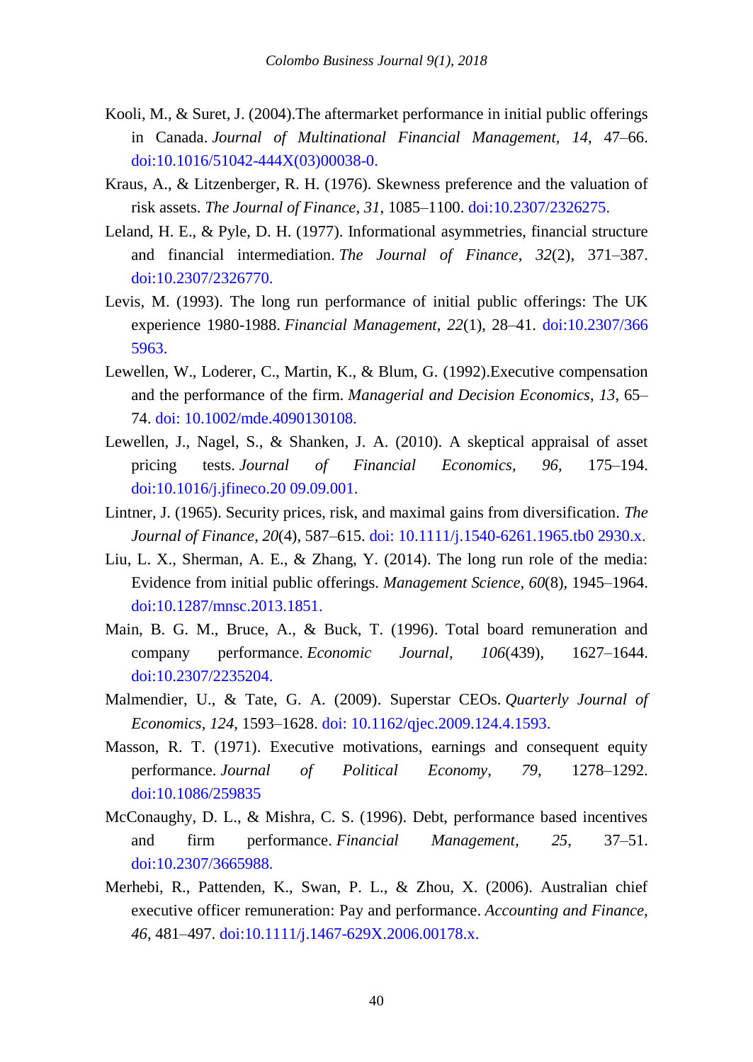Kooli, M., & Suret, J. (2004).The aftermarket performance in initial public offerings in Canada. *Journal of Multinational Financial Management*, *14*, 47–66. doi:10.1016/51042-444X(03)00038-0.

Kraus, A., & Litzenberger, R. H. (1976). Skewness preference and the valuation of risk assets. *The Journal of Finance*, *31*, 1085–1100. doi:10.2307/2326275.

Leland, H. E., & Pyle, D. H. (1977). Informational asymmetries, financial structure and financial intermediation. *The Journal of Finance*, *32*(2), 371–387. doi:10.2307/2326770.

Levis, M. (1993). The long run performance of initial public offerings: The UK experience 1980-1988. *Financial Management*, *22*(1), 28–41. doi:10.2307/3665963.

Lewellen, W., Loderer, C., Martin, K., & Blum, G. (1992).Executive compensation and the performance of the firm. *Managerial and Decision Economics*, *13*, 65–74. doi: 10.1002/mde.4090130108.

Lewellen, J., Nagel, S., & Shanken, J. A. (2010). A skeptical appraisal of asset pricing tests. *Journal of Financial Economics, 96*, 175–194. doi:10.1016/j.jfineco.2009.09.001.

Lintner, J. (1965). Security prices, risk, and maximal gains from diversification. *The Journal of Finance*, *20*(4), 587–615. doi: 10.1111/j.1540-6261.1965.tb02930.x.

Liu, L. X., Sherman, A. E., & Zhang, Y. (2014). The long run role of the media: Evidence from initial public offerings. *Management Science, 60*(8), 1945–1964. doi:10.1287/mnsc.2013.1851.

Main, B. G. M., Bruce, A., & Buck, T. (1996). Total board remuneration and company performance. *Economic Journal*, *106*(439), 1627–1644. doi:10.2307/2235204.

Malmendier, U., & Tate, G. A. (2009). Superstar CEOs. *Quarterly Journal of Economics*, *124*, 1593–1628. doi: 10.1162/qjec.2009.124.4.1593.

Masson, R. T. (1971). Executive motivations, earnings and consequent equity performance. *Journal of Political Economy*, *79*, 1278–1292. doi:10.1086/259835

McConaughy, D. L., & Mishra, C. S. (1996). Debt, performance based incentives and firm performance. *Financial Management, 25*, 37–51. doi:10.2307/3665988.

Merhebi, R., Pattenden, K., Swan, P. L., & Zhou, X. (2006). Australian chief executive officer remuneration: Pay and performance. *Accounting and Finance, 46*, 481–497. doi:10.1111/j.1467-629X.2006.00178.x.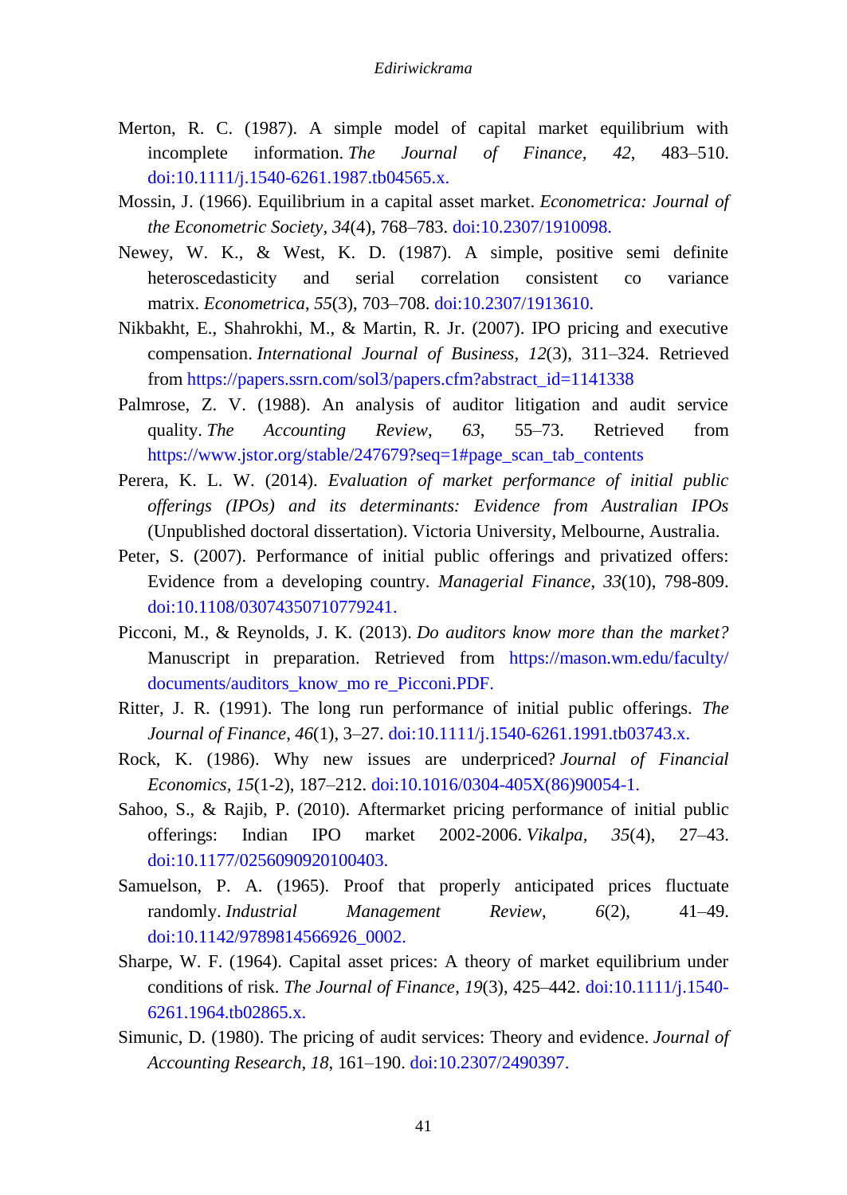Merton, R. C. (1987). A simple model of capital market equilibrium with incomplete information. *The Journal of Finance*, *42*, 483–510. doi:10.1111/j.1540-6261.1987.tb04565.x.

Mossin, J. (1966). Equilibrium in a capital asset market. *Econometrica: Journal of the Econometric Society*, *34*(4), 768–783. doi:10.2307/1910098.

Newey, W. K., & West, K. D. (1987). A simple, positive semi definite heteroscedasticity and serial correlation consistent co variance matrix. *Econometrica*, *55*(3), 703–708. doi:10.2307/1913610.

Nikbakht, E., Shahrokhi, M., & Martin, R. Jr. (2007). IPO pricing and executive compensation. *International Journal of Business*, *12*(3), 311–324. Retrieved from https://papers.ssrn.com/sol3/papers.cfm?abstract_id=1141338

Palmrose, Z. V. (1988). An analysis of auditor litigation and audit service quality. *The Accounting Review*, *63*, 55–73. Retrieved from https://www.jstor.org/stable/247679?seq=1#page_scan_tab_contents

Perera, K. L. W. (2014). *Evaluation of market performance of initial public offerings (IPOs) and its determinants: Evidence from Australian IPOs* (Unpublished doctoral dissertation). Victoria University, Melbourne, Australia.

Peter, S. (2007). Performance of initial public offerings and privatized offers: Evidence from a developing country. *Managerial Finance*, *33*(10), 798-809. doi:10.1108/03074350710779241.

Picconi, M., & Reynolds, J. K. (2013). *Do auditors know more than the market?* Manuscript in preparation. Retrieved from https://mason.wm.edu/faculty/documents/auditors_know_mo re_Picconi.PDF.

Ritter, J. R. (1991). The long run performance of initial public offerings. *The Journal of Finance*, *46*(1), 3–27. doi:10.1111/j.1540-6261.1991.tb03743.x.

Rock, K. (1986). Why new issues are underpriced? *Journal of Financial Economics*, *15*(1-2), 187–212. doi:10.1016/0304-405X(86)90054-1.

Sahoo, S., & Rajib, P. (2010). Aftermarket pricing performance of initial public offerings: Indian IPO market 2002-2006. *Vikalpa*, *35*(4), 27–43. doi:10.1177/0256090920100403.

Samuelson, P. A. (1965). Proof that properly anticipated prices fluctuate randomly. *Industrial Management Review*, *6*(2), 41–49. doi:10.1142/9789814566926_0002.

Sharpe, W. F. (1964). Capital asset prices: A theory of market equilibrium under conditions of risk. *The Journal of Finance*, *19*(3), 425–442. doi:10.1111/j.1540-6261.1964.tb02865.x.

Simunic, D. (1980). The pricing of audit services: Theory and evidence. *Journal of Accounting Research*, *18*, 161–190. doi:10.2307/2490397.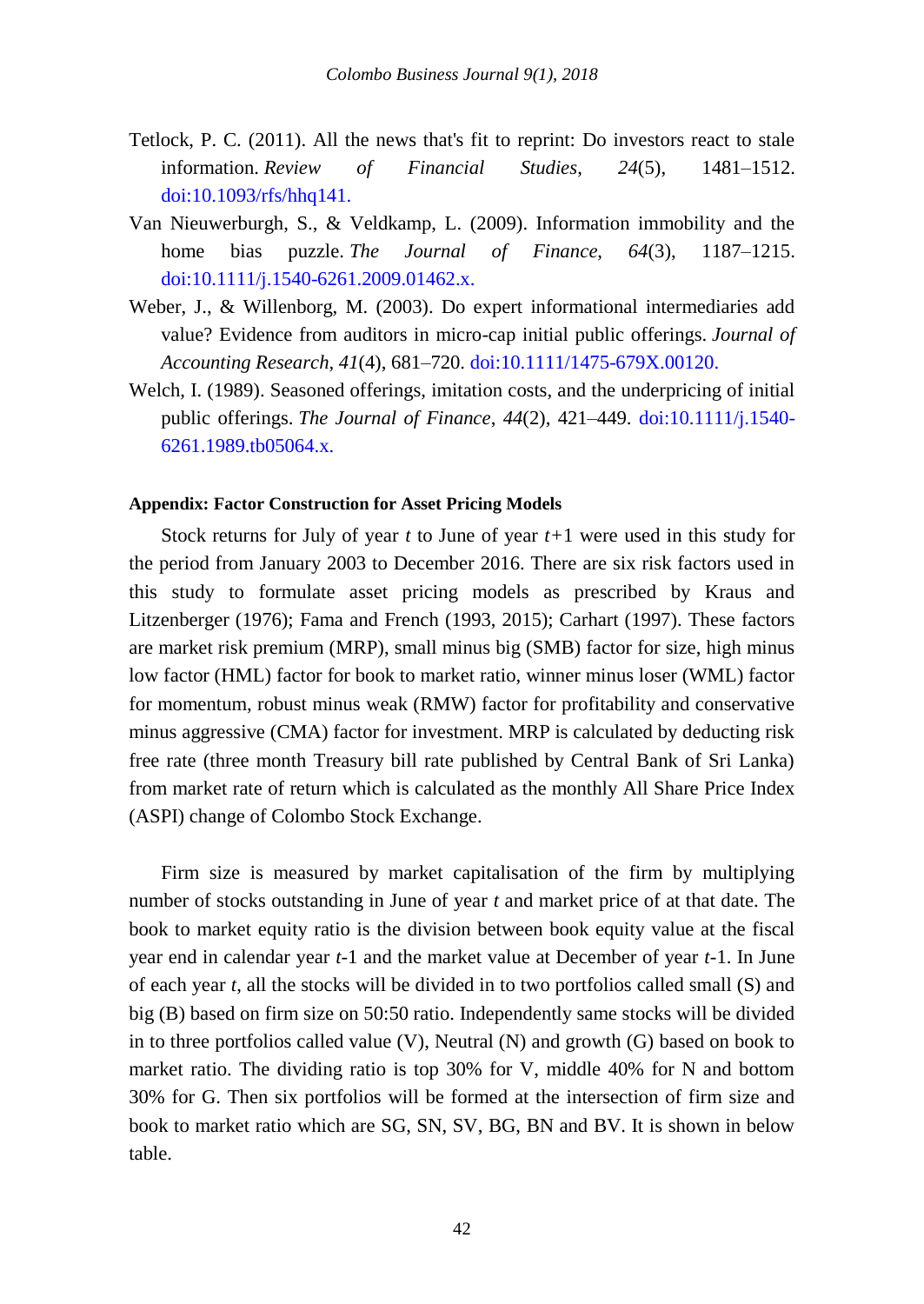Tetlock, P. C. (2011). All the news that's fit to reprint: Do investors react to stale information. *Review of Financial Studies*, *24*(5), 1481–1512. doi:10.1093/rfs/hhq141.

Van Nieuwerburgh, S., & Veldkamp, L. (2009). Information immobility and the home bias puzzle. *The Journal of Finance*, *64*(3), 1187–1215. doi:10.1111/j.1540-6261.2009.01462.x.

Weber, J., & Willenborg, M. (2003). Do expert informational intermediaries add value? Evidence from auditors in micro-cap initial public offerings. *Journal of Accounting Research*, *41*(4), 681–720. doi:10.1111/1475-679X.00120.

Welch, I. (1989). Seasoned offerings, imitation costs, and the underpricing of initial public offerings. *The Journal of Finance*, *44*(2), 421–449. doi:10.1111/j.1540-6261.1989.tb05064.x.

#### Appendix: Factor Construction for Asset Pricing Models

Stock returns for July of year *t* to June of year *t*+1 were used in this study for the period from January 2003 to December 2016. There are six risk factors used in this study to formulate asset pricing models as prescribed by Kraus and Litzenberger (1976); Fama and French (1993, 2015); Carhart (1997). These factors are market risk premium (MRP), small minus big (SMB) factor for size, high minus low factor (HML) factor for book to market ratio, winner minus loser (WML) factor for momentum, robust minus weak (RMW) factor for profitability and conservative minus aggressive (CMA) factor for investment. MRP is calculated by deducting risk free rate (three month Treasury bill rate published by Central Bank of Sri Lanka) from market rate of return which is calculated as the monthly All Share Price Index (ASPI) change of Colombo Stock Exchange.

Firm size is measured by market capitalisation of the firm by multiplying number of stocks outstanding in June of year *t* and market price of at that date. The book to market equity ratio is the division between book equity value at the fiscal year end in calendar year *t*-1 and the market value at December of year *t*-1. In June of each year *t*, all the stocks will be divided in to two portfolios called small (S) and big (B) based on firm size on 50:50 ratio. Independently same stocks will be divided in to three portfolios called value (V), Neutral (N) and growth (G) based on book to market ratio. The dividing ratio is top 30% for V, middle 40% for N and bottom 30% for G. Then six portfolios will be formed at the intersection of firm size and book to market ratio which are SG, SN, SV, BG, BN and BV. It is shown in below table.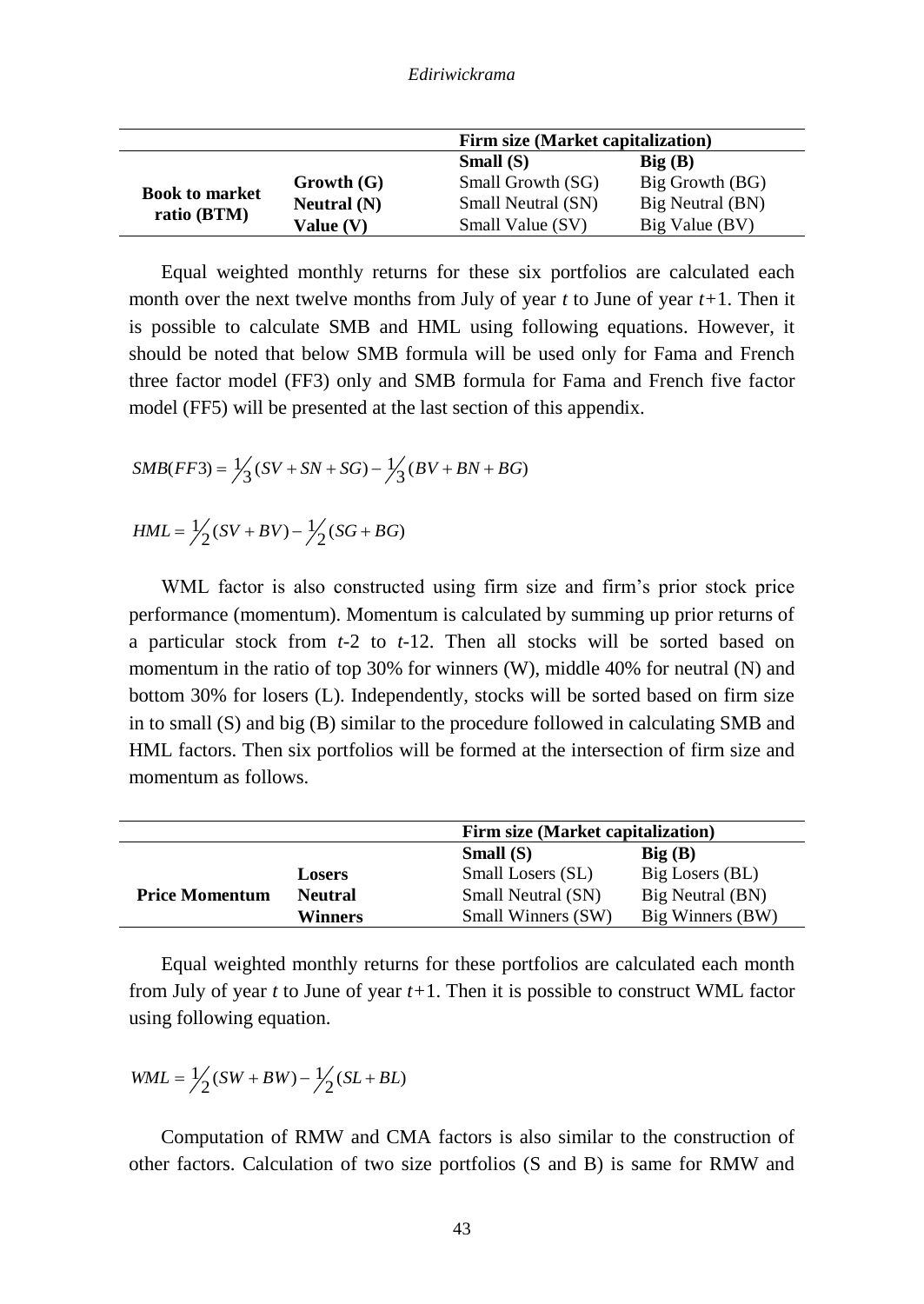| | | Firm size (Market capitalization) | |
|---|---|---|---|
| | | **Small (S)** | **Big (B)** |
| **Book to market ratio (BTM)** | **Growth (G)** | Small Growth (SG) | Big Growth (BG) |
| | **Neutral (N)** | Small Neutral (SN) | Big Neutral (BN) |
| | **Value (V)** | Small Value (SV) | Big Value (BV) |

Equal weighted monthly returns for these six portfolios are calculated each month over the next twelve months from July of year *t* to June of year *t*+1. Then it is possible to calculate SMB and HML using following equations. However, it should be noted that below SMB formula will be used only for Fama and French three factor model (FF3) only and SMB formula for Fama and French five factor model (FF5) will be presented at the last section of this appendix.

$$SMB(FF3) = \tfrac{1}{3}(SV + SN + SG) - \tfrac{1}{3}(BV + BN + BG)$$

$$HML = \tfrac{1}{2}(SV + BV) - \tfrac{1}{2}(SG + BG)$$

WML factor is also constructed using firm size and firm's prior stock price performance (momentum). Momentum is calculated by summing up prior returns of a particular stock from *t*-2 to *t*-12. Then all stocks will be sorted based on momentum in the ratio of top 30% for winners (W), middle 40% for neutral (N) and bottom 30% for losers (L). Independently, stocks will be sorted based on firm size in to small (S) and big (B) similar to the procedure followed in calculating SMB and HML factors. Then six portfolios will be formed at the intersection of firm size and momentum as follows.

| | | Firm size (Market capitalization) | |
|---|---|---|---|
| | | **Small (S)** | **Big (B)** |
| **Price Momentum** | **Losers** | Small Losers (SL) | Big Losers (BL) |
| | **Neutral** | Small Neutral (SN) | Big Neutral (BN) |
| | **Winners** | Small Winners (SW) | Big Winners (BW) |

Equal weighted monthly returns for these portfolios are calculated each month from July of year *t* to June of year *t*+1. Then it is possible to construct WML factor using following equation.

$$WML = \tfrac{1}{2}(SW + BW) - \tfrac{1}{2}(SL + BL)$$

Computation of RMW and CMA factors is also similar to the construction of other factors. Calculation of two size portfolios (S and B) is same for RMW and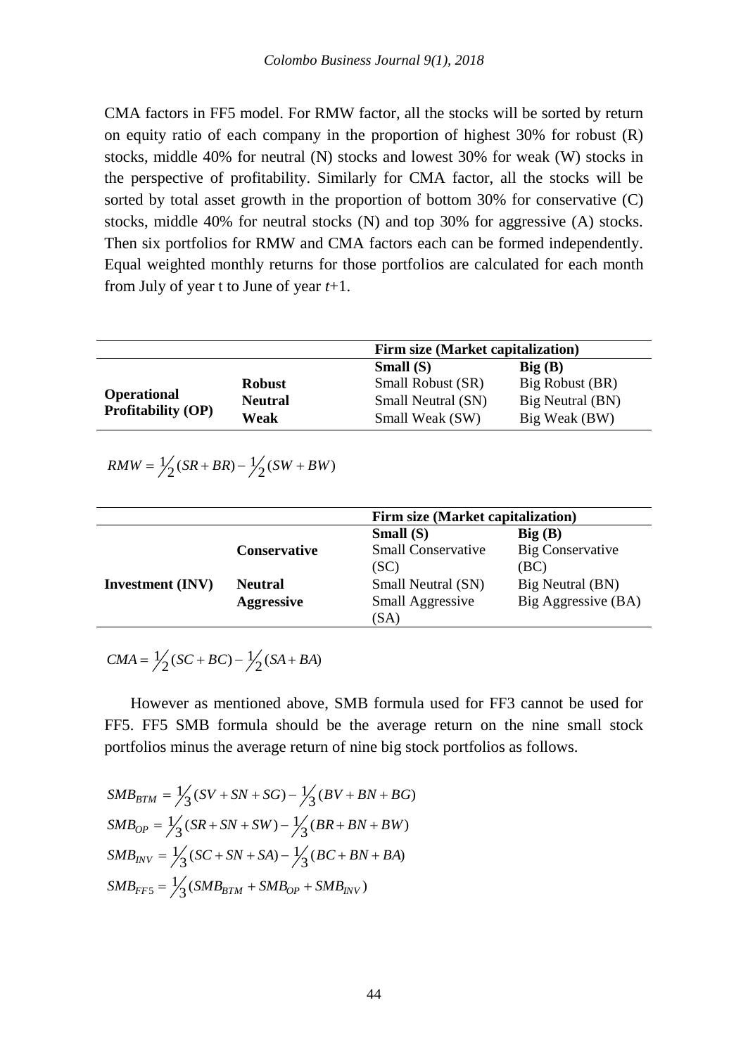CMA factors in FF5 model. For RMW factor, all the stocks will be sorted by return on equity ratio of each company in the proportion of highest 30% for robust (R) stocks, middle 40% for neutral (N) stocks and lowest 30% for weak (W) stocks in the perspective of profitability. Similarly for CMA factor, all the stocks will be sorted by total asset growth in the proportion of bottom 30% for conservative (C) stocks, middle 40% for neutral stocks (N) and top 30% for aggressive (A) stocks. Then six portfolios for RMW and CMA factors each can be formed independently. Equal weighted monthly returns for those portfolios are calculated for each month from July of year t to June of year *t*+1.

| | | **Firm size (Market capitalization)** | |
|---|---|---|---|
| | | **Small (S)** | **Big (B)** |
| **Operational Profitability (OP)** | **Robust** | Small Robust (SR) | Big Robust (BR) |
| | **Neutral** | Small Neutral (SN) | Big Neutral (BN) |
| | **Weak** | Small Weak (SW) | Big Weak (BW) |

$$RMW = \tfrac{1}{2}(SR + BR) - \tfrac{1}{2}(SW + BW)$$

| | | **Firm size (Market capitalization)** | |
|---|---|---|---|
| | | **Small (S)** | **Big (B)** |
| **Investment (INV)** | **Conservative** | Small Conservative (SC) | Big Conservative (BC) |
| | **Neutral** | Small Neutral (SN) | Big Neutral (BN) |
| | **Aggressive** | Small Aggressive (SA) | Big Aggressive (BA) |

$$CMA = \tfrac{1}{2}(SC + BC) - \tfrac{1}{2}(SA + BA)$$

However as mentioned above, SMB formula used for FF3 cannot be used for FF5. FF5 SMB formula should be the average return on the nine small stock portfolios minus the average return of nine big stock portfolios as follows.

$$SMB_{BTM} = \tfrac{1}{3}(SV + SN + SG) - \tfrac{1}{3}(BV + BN + BG)$$

$$SMB_{OP} = \tfrac{1}{3}(SR + SN + SW) - \tfrac{1}{3}(BR + BN + BW)$$

$$SMB_{INV} = \tfrac{1}{3}(SC + SN + SA) - \tfrac{1}{3}(BC + BN + BA)$$

$$SMB_{FF5} = \tfrac{1}{3}(SMB_{BTM} + SMB_{OP} + SMB_{INV})$$